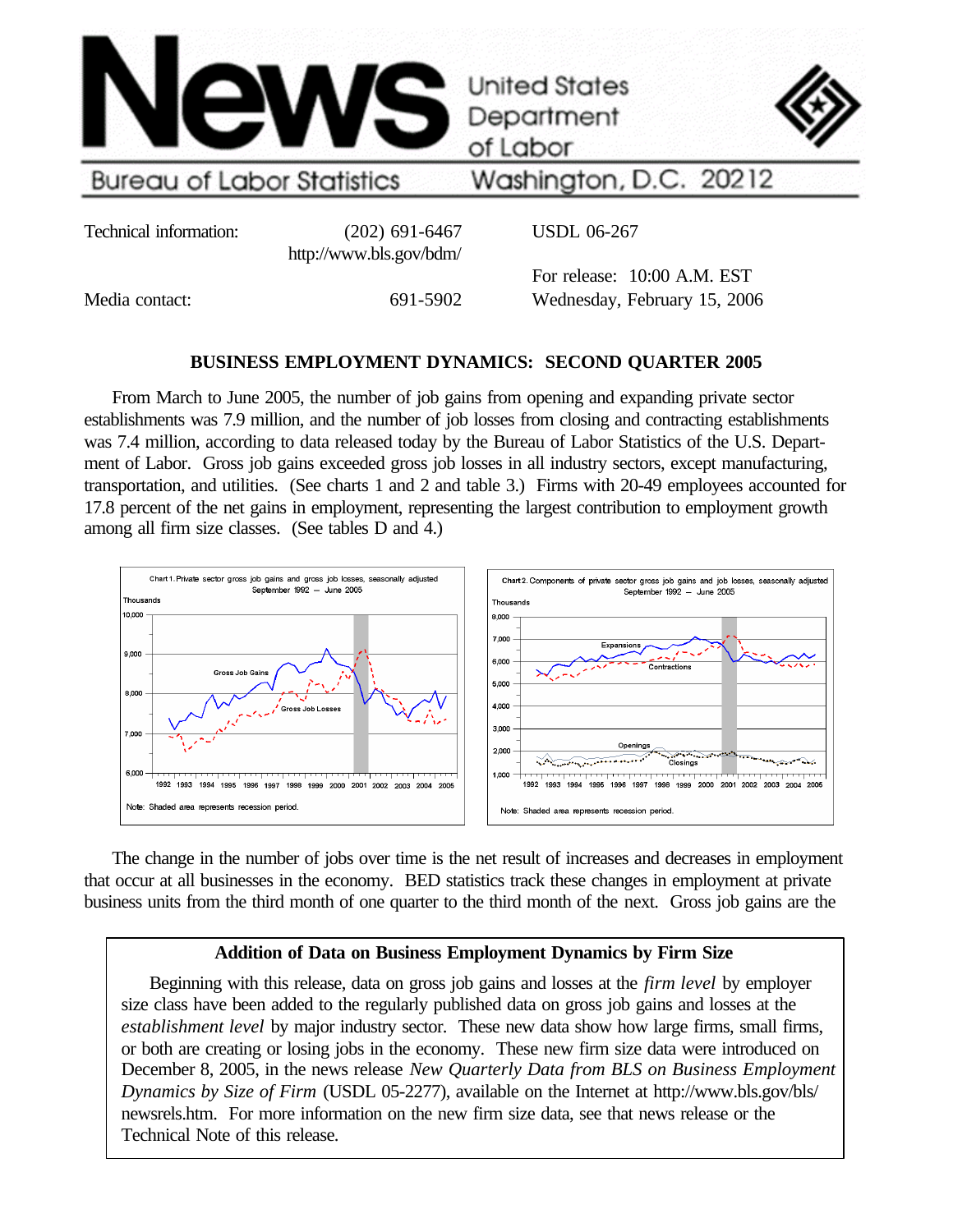# News

United States Department of Labor

Bureau of Labor Statistics — Washington, D.C. 20212

Technical information: (202) 691-6467 http://www.bls.gov/bdm/

USDL 06-267

Media contact: 691-5902

For release: 10:00 A.M. EST Wednesday, February 15, 2006

## BUSINESS EMPLOYMENT DYNAMICS: SECOND QUARTER 2005

From March to June 2005, the number of job gains from opening and expanding private sector establishments was 7.9 million, and the number of job losses from closing and contracting establishments was 7.4 million, according to data released today by the Bureau of Labor Statistics of the U.S. Department of Labor. Gross job gains exceeded gross job losses in all industry sectors, except manufacturing, transportation, and utilities. (See charts 1 and 2 and table 3.) Firms with 20-49 employees accounted for 17.8 percent of the net gains in employment, representing the largest contribution to employment growth among all firm size classes. (See tables D and 4.)

Chart 1. Private sector gross job gains and gross job losses, seasonally adjusted September 1992 – June 2005

Note: Shaded area represents recession period.

Chart 2. Components of private sector gross job gains and job losses, seasonally adjusted September 1992 – June 2005

Note: Shaded area represents recession period.

The change in the number of jobs over time is the net result of increases and decreases in employment that occur at all businesses in the economy. BED statistics track these changes in employment at private business units from the third month of one quarter to the third month of the next. Gross job gains are the

### Addition of Data on Business Employment Dynamics by Firm Size

Beginning with this release, data on gross job gains and losses at the *firm level* by employer size class have been added to the regularly published data on gross job gains and losses at the *establishment level* by major industry sector. These new data show how large firms, small firms, or both are creating or losing jobs in the economy. These new firm size data were introduced on December 8, 2005, in the news release *New Quarterly Data from BLS on Business Employment Dynamics by Size of Firm* (USDL 05-2277), available on the Internet at http://www.bls.gov/bls/newsrels.htm. For more information on the new firm size data, see that news release or the Technical Note of this release.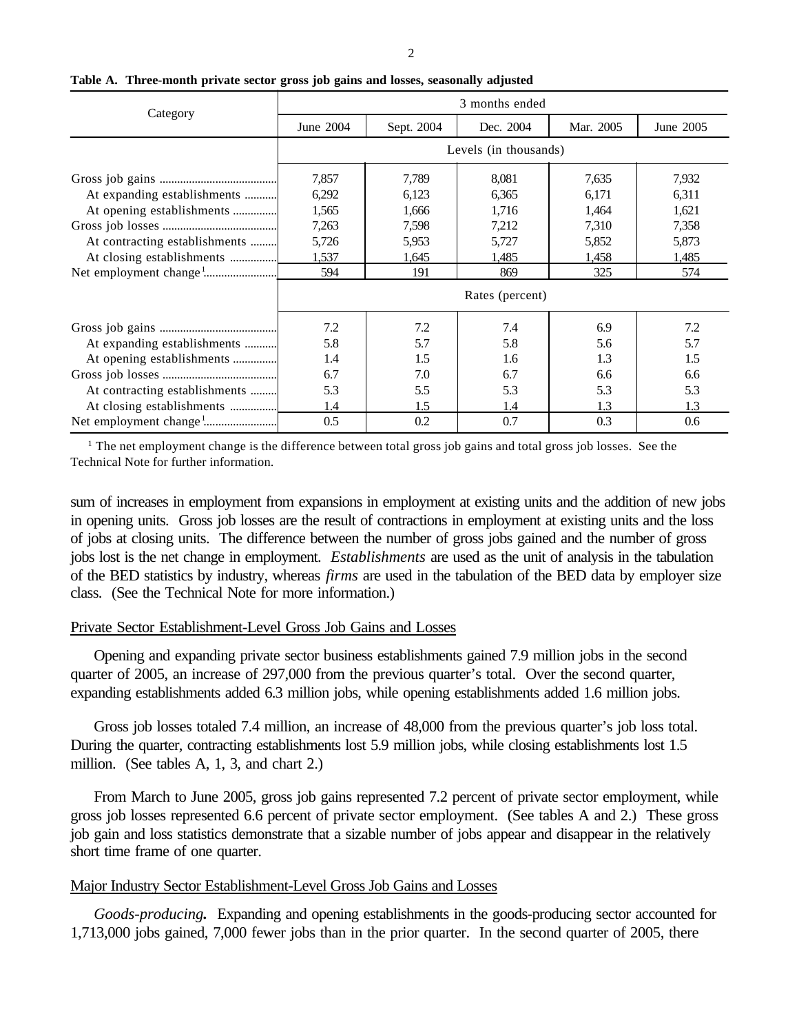**Table A. Three-month private sector gross job gains and losses, seasonally adjusted**

| Category | 3 months ended | | | | |
|---|---|---|---|---|---|
| | June 2004 | Sept. 2004 | Dec. 2004 | Mar. 2005 | June 2005 |
| | Levels (in thousands) | | | | |
| Gross job gains | 7,857 | 7,789 | 8,081 | 7,635 | 7,932 |
| At expanding establishments | 6,292 | 6,123 | 6,365 | 6,171 | 6,311 |
| At opening establishments | 1,565 | 1,666 | 1,716 | 1,464 | 1,621 |
| Gross job losses | 7,263 | 7,598 | 7,212 | 7,310 | 7,358 |
| At contracting establishments | 5,726 | 5,953 | 5,727 | 5,852 | 5,873 |
| At closing establishments | 1,537 | 1,645 | 1,485 | 1,458 | 1,485 |
| Net employment change[1] | 594 | 191 | 869 | 325 | 574 |
| | Rates (percent) | | | | |
| Gross job gains | 7.2 | 7.2 | 7.4 | 6.9 | 7.2 |
| At expanding establishments | 5.8 | 5.7 | 5.8 | 5.6 | 5.7 |
| At opening establishments | 1.4 | 1.5 | 1.6 | 1.3 | 1.5 |
| Gross job losses | 6.7 | 7.0 | 6.7 | 6.6 | 6.6 |
| At contracting establishments | 5.3 | 5.5 | 5.3 | 5.3 | 5.3 |
| At closing establishments | 1.4 | 1.5 | 1.4 | 1.3 | 1.3 |
| Net employment change[1] | 0.5 | 0.2 | 0.7 | 0.3 | 0.6 |

[1] The net employment change is the difference between total gross job gains and total gross job losses. See the Technical Note for further information.

sum of increases in employment from expansions in employment at existing units and the addition of new jobs in opening units. Gross job losses are the result of contractions in employment at existing units and the loss of jobs at closing units. The difference between the number of gross jobs gained and the number of gross jobs lost is the net change in employment. *Establishments* are used as the unit of analysis in the tabulation of the BED statistics by industry, whereas *firms* are used in the tabulation of the BED data by employer size class. (See the Technical Note for more information.)

## Private Sector Establishment-Level Gross Job Gains and Losses

Opening and expanding private sector business establishments gained 7.9 million jobs in the second quarter of 2005, an increase of 297,000 from the previous quarter's total. Over the second quarter, expanding establishments added 6.3 million jobs, while opening establishments added 1.6 million jobs.

Gross job losses totaled 7.4 million, an increase of 48,000 from the previous quarter's job loss total. During the quarter, contracting establishments lost 5.9 million jobs, while closing establishments lost 1.5 million. (See tables A, 1, 3, and chart 2.)

From March to June 2005, gross job gains represented 7.2 percent of private sector employment, while gross job losses represented 6.6 percent of private sector employment. (See tables A and 2.) These gross job gain and loss statistics demonstrate that a sizable number of jobs appear and disappear in the relatively short time frame of one quarter.

## Major Industry Sector Establishment-Level Gross Job Gains and Losses

*Goods-producing.* Expanding and opening establishments in the goods-producing sector accounted for 1,713,000 jobs gained, 7,000 fewer jobs than in the prior quarter. In the second quarter of 2005, there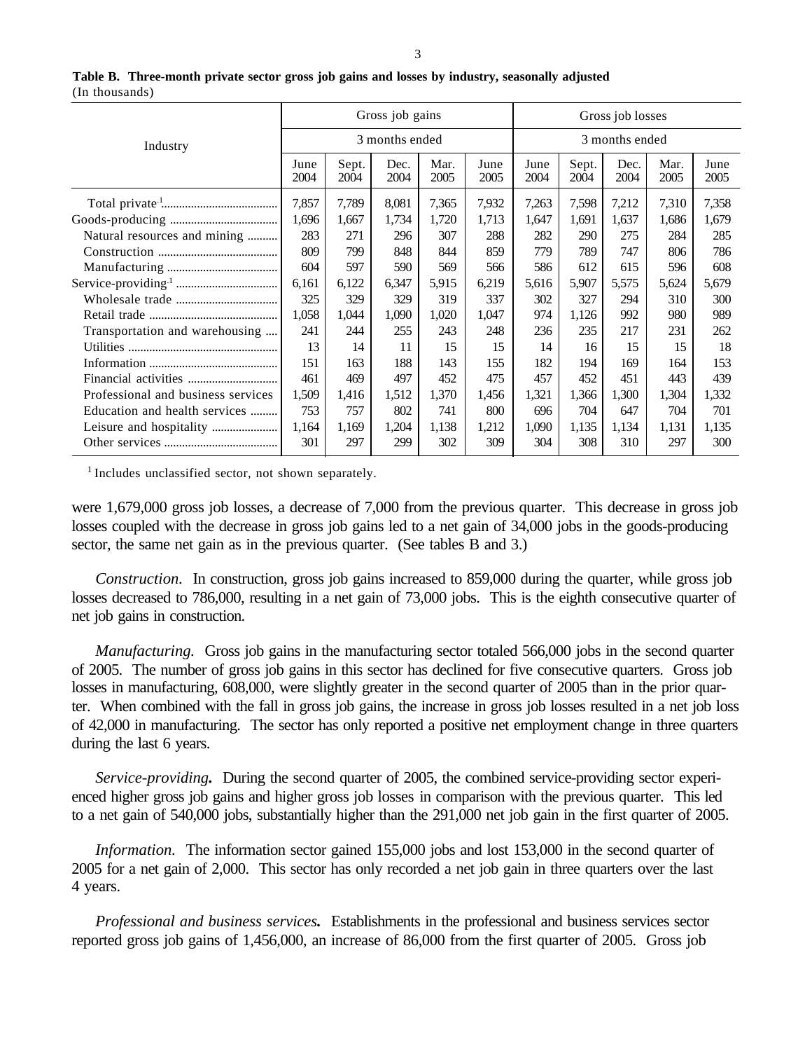**Table B. Three-month private sector gross job gains and losses by industry, seasonally adjusted**
(In thousands)

| Industry | Gross job gains | | | | | Gross job losses | | | | |
|---|---|---|---|---|---|---|---|---|---|---|
| | 3 months ended | | | | | 3 months ended | | | | |
| | June 2004 | Sept. 2004 | Dec. 2004 | Mar. 2005 | June 2005 | June 2004 | Sept. 2004 | Dec. 2004 | Mar. 2005 | June 2005 |
| Total private[1] | 7,857 | 7,789 | 8,081 | 7,365 | 7,932 | 7,263 | 7,598 | 7,212 | 7,310 | 7,358 |
| Goods-producing | 1,696 | 1,667 | 1,734 | 1,720 | 1,713 | 1,647 | 1,691 | 1,637 | 1,686 | 1,679 |
| Natural resources and mining | 283 | 271 | 296 | 307 | 288 | 282 | 290 | 275 | 284 | 285 |
| Construction | 809 | 799 | 848 | 844 | 859 | 779 | 789 | 747 | 806 | 786 |
| Manufacturing | 604 | 597 | 590 | 569 | 566 | 586 | 612 | 615 | 596 | 608 |
| Service-providing[1] | 6,161 | 6,122 | 6,347 | 5,915 | 6,219 | 5,616 | 5,907 | 5,575 | 5,624 | 5,679 |
| Wholesale trade | 325 | 329 | 329 | 319 | 337 | 302 | 327 | 294 | 310 | 300 |
| Retail trade | 1,058 | 1,044 | 1,090 | 1,020 | 1,047 | 974 | 1,126 | 992 | 980 | 989 |
| Transportation and warehousing | 241 | 244 | 255 | 243 | 248 | 236 | 235 | 217 | 231 | 262 |
| Utilities | 13 | 14 | 11 | 15 | 15 | 14 | 16 | 15 | 15 | 18 |
| Information | 151 | 163 | 188 | 143 | 155 | 182 | 194 | 169 | 164 | 153 |
| Financial activities | 461 | 469 | 497 | 452 | 475 | 457 | 452 | 451 | 443 | 439 |
| Professional and business services | 1,509 | 1,416 | 1,512 | 1,370 | 1,456 | 1,321 | 1,366 | 1,300 | 1,304 | 1,332 |
| Education and health services | 753 | 757 | 802 | 741 | 800 | 696 | 704 | 647 | 704 | 701 |
| Leisure and hospitality | 1,164 | 1,169 | 1,204 | 1,138 | 1,212 | 1,090 | 1,135 | 1,134 | 1,131 | 1,135 |
| Other services | 301 | 297 | 299 | 302 | 309 | 304 | 308 | 310 | 297 | 300 |

[1] Includes unclassified sector, not shown separately.

were 1,679,000 gross job losses, a decrease of 7,000 from the previous quarter. This decrease in gross job losses coupled with the decrease in gross job gains led to a net gain of 34,000 jobs in the goods-producing sector, the same net gain as in the previous quarter. (See tables B and 3.)

*Construction.* In construction, gross job gains increased to 859,000 during the quarter, while gross job losses decreased to 786,000, resulting in a net gain of 73,000 jobs. This is the eighth consecutive quarter of net job gains in construction.

*Manufacturing.* Gross job gains in the manufacturing sector totaled 566,000 jobs in the second quarter of 2005. The number of gross job gains in this sector has declined for five consecutive quarters. Gross job losses in manufacturing, 608,000, were slightly greater in the second quarter of 2005 than in the prior quarter. When combined with the fall in gross job gains, the increase in gross job losses resulted in a net job loss of 42,000 in manufacturing. The sector has only reported a positive net employment change in three quarters during the last 6 years.

***Service-providing.*** During the second quarter of 2005, the combined service-providing sector experienced higher gross job gains and higher gross job losses in comparison with the previous quarter. This led to a net gain of 540,000 jobs, substantially higher than the 291,000 net job gain in the first quarter of 2005.

*Information.* The information sector gained 155,000 jobs and lost 153,000 in the second quarter of 2005 for a net gain of 2,000. This sector has only recorded a net job gain in three quarters over the last 4 years.

***Professional and business services.*** Establishments in the professional and business services sector reported gross job gains of 1,456,000, an increase of 86,000 from the first quarter of 2005. Gross job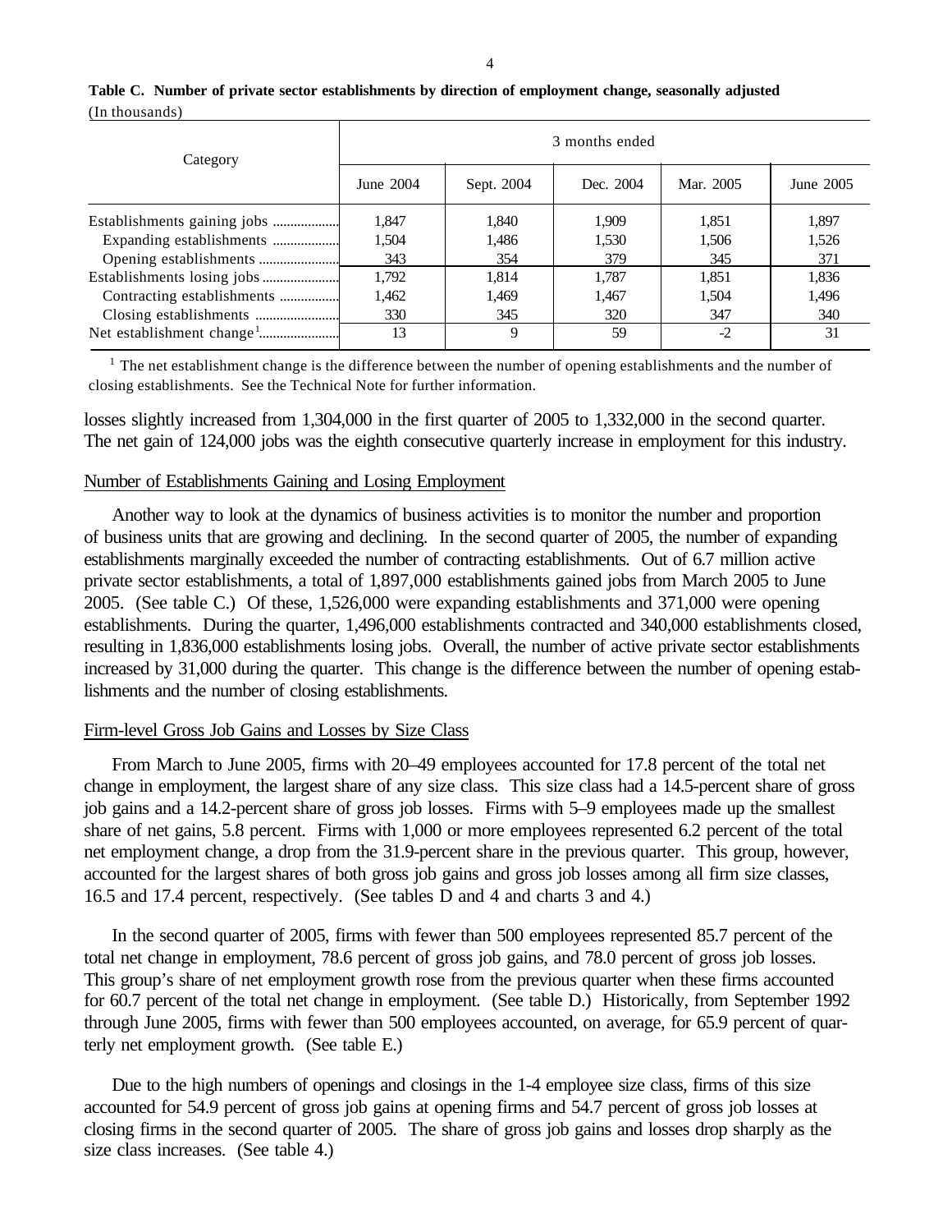**Table C. Number of private sector establishments by direction of employment change, seasonally adjusted**
(In thousands)

| Category | 3 months ended | | | | |
|---|---|---|---|---|---|
| | June 2004 | Sept. 2004 | Dec. 2004 | Mar. 2005 | June 2005 |
| Establishments gaining jobs | 1,847 | 1,840 | 1,909 | 1,851 | 1,897 |
| Expanding establishments | 1,504 | 1,486 | 1,530 | 1,506 | 1,526 |
| Opening establishments | 343 | 354 | 379 | 345 | 371 |
| Establishments losing jobs | 1,792 | 1,814 | 1,787 | 1,851 | 1,836 |
| Contracting establishments | 1,462 | 1,469 | 1,467 | 1,504 | 1,496 |
| Closing establishments | 330 | 345 | 320 | 347 | 340 |
| Net establishment change[1] | 13 | 9 | 59 | -2 | 31 |

[1] The net establishment change is the difference between the number of opening establishments and the number of closing establishments. See the Technical Note for further information.

losses slightly increased from 1,304,000 in the first quarter of 2005 to 1,332,000 in the second quarter. The net gain of 124,000 jobs was the eighth consecutive quarterly increase in employment for this industry.

## Number of Establishments Gaining and Losing Employment

Another way to look at the dynamics of business activities is to monitor the number and proportion of business units that are growing and declining. In the second quarter of 2005, the number of expanding establishments marginally exceeded the number of contracting establishments. Out of 6.7 million active private sector establishments, a total of 1,897,000 establishments gained jobs from March 2005 to June 2005. (See table C.) Of these, 1,526,000 were expanding establishments and 371,000 were opening establishments. During the quarter, 1,496,000 establishments contracted and 340,000 establishments closed, resulting in 1,836,000 establishments losing jobs. Overall, the number of active private sector establishments increased by 31,000 during the quarter. This change is the difference between the number of opening establishments and the number of closing establishments.

## Firm-level Gross Job Gains and Losses by Size Class

From March to June 2005, firms with 20–49 employees accounted for 17.8 percent of the total net change in employment, the largest share of any size class. This size class had a 14.5-percent share of gross job gains and a 14.2-percent share of gross job losses. Firms with 5–9 employees made up the smallest share of net gains, 5.8 percent. Firms with 1,000 or more employees represented 6.2 percent of the total net employment change, a drop from the 31.9-percent share in the previous quarter. This group, however, accounted for the largest shares of both gross job gains and gross job losses among all firm size classes, 16.5 and 17.4 percent, respectively. (See tables D and 4 and charts 3 and 4.)

In the second quarter of 2005, firms with fewer than 500 employees represented 85.7 percent of the total net change in employment, 78.6 percent of gross job gains, and 78.0 percent of gross job losses. This group's share of net employment growth rose from the previous quarter when these firms accounted for 60.7 percent of the total net change in employment. (See table D.) Historically, from September 1992 through June 2005, firms with fewer than 500 employees accounted, on average, for 65.9 percent of quarterly net employment growth. (See table E.)

Due to the high numbers of openings and closings in the 1-4 employee size class, firms of this size accounted for 54.9 percent of gross job gains at opening firms and 54.7 percent of gross job losses at closing firms in the second quarter of 2005. The share of gross job gains and losses drop sharply as the size class increases. (See table 4.)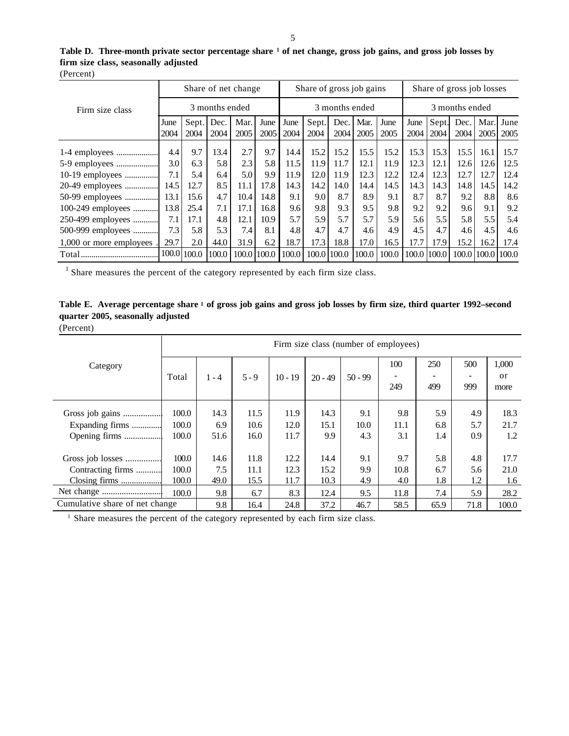**Table D. Three-month private sector percentage share [1] of net change, gross job gains, and gross job losses by firm size class, seasonally adjusted**

(Percent)

| Firm size class | Share of net change | | | | | Share of gross job gains | | | | | Share of gross job losses | | | | |
|---|---|---|---|---|---|---|---|---|---|---|---|---|---|---|---|
| | 3 months ended | | | | | 3 months ended | | | | | 3 months ended | | | | |
| | June 2004 | Sept. 2004 | Dec. 2004 | Mar. 2005 | June 2005 | June 2004 | Sept. 2004 | Dec. 2004 | Mar. 2005 | June 2005 | June 2004 | Sept. 2004 | Dec. 2004 | Mar. 2005 | June 2005 |
| 1-4 employees | 4.4 | 9.7 | 13.4 | 2.7 | 9.7 | 14.4 | 15.2 | 15.2 | 15.5 | 15.2 | 15.3 | 15.3 | 15.5 | 16.1 | 15.7 |
| 5-9 employees | 3.0 | 6.3 | 5.8 | 2.3 | 5.8 | 11.5 | 11.9 | 11.7 | 12.1 | 11.9 | 12.3 | 12.1 | 12.6 | 12.6 | 12.5 |
| 10-19 employees | 7.1 | 5.4 | 6.4 | 5.0 | 9.9 | 11.9 | 12.0 | 11.9 | 12.3 | 12.2 | 12.4 | 12.3 | 12.7 | 12.7 | 12.4 |
| 20-49 employees | 14.5 | 12.7 | 8.5 | 11.1 | 17.8 | 14.3 | 14.2 | 14.0 | 14.4 | 14.5 | 14.3 | 14.3 | 14.8 | 14.5 | 14.2 |
| 50-99 employees | 13.1 | 15.6 | 4.7 | 10.4 | 14.8 | 9.1 | 9.0 | 8.7 | 8.9 | 9.1 | 8.7 | 8.7 | 9.2 | 8.8 | 8.6 |
| 100-249 employees | 13.8 | 25.4 | 7.1 | 17.1 | 16.8 | 9.6 | 9.8 | 9.3 | 9.5 | 9.8 | 9.2 | 9.2 | 9.6 | 9.1 | 9.2 |
| 250-499 employees | 7.1 | 17.1 | 4.8 | 12.1 | 10.9 | 5.7 | 5.9 | 5.7 | 5.7 | 5.9 | 5.6 | 5.5 | 5.8 | 5.5 | 5.4 |
| 500-999 employees | 7.3 | 5.8 | 5.3 | 7.4 | 8.1 | 4.8 | 4.7 | 4.7 | 4.6 | 4.9 | 4.5 | 4.7 | 4.6 | 4.5 | 4.6 |
| 1,000 or more employees | 29.7 | 2.0 | 44.0 | 31.9 | 6.2 | 18.7 | 17.3 | 18.8 | 17.0 | 16.5 | 17.7 | 17.9 | 15.2 | 16.2 | 17.4 |
| Total | 100.0 | 100.0 | 100.0 | 100.0 | 100.0 | 100.0 | 100.0 | 100.0 | 100.0 | 100.0 | 100.0 | 100.0 | 100.0 | 100.0 | 100.0 |

[1] Share measures the percent of the category represented by each firm size class.

**Table E. Average percentage share [1] of gross job gains and gross job losses by firm size, third quarter 1992–second quarter 2005, seasonally adjusted**

(Percent)

| Category | Firm size class (number of employees) | | | | | | | | | |
|---|---|---|---|---|---|---|---|---|---|---|
| | Total | 1 - 4 | 5 - 9 | 10 - 19 | 20 - 49 | 50 - 99 | 100 - 249 | 250 - 499 | 500 - 999 | 1,000 or more |
| Gross job gains | 100.0 | 14.3 | 11.5 | 11.9 | 14.3 | 9.1 | 9.8 | 5.9 | 4.9 | 18.3 |
| Expanding firms | 100.0 | 6.9 | 10.6 | 12.0 | 15.1 | 10.0 | 11.1 | 6.8 | 5.7 | 21.7 |
| Opening firms | 100.0 | 51.6 | 16.0 | 11.7 | 9.9 | 4.3 | 3.1 | 1.4 | 0.9 | 1.2 |
| Gross job losses | 100.0 | 14.6 | 11.8 | 12.2 | 14.4 | 9.1 | 9.7 | 5.8 | 4.8 | 17.7 |
| Contracting firms | 100.0 | 7.5 | 11.1 | 12.3 | 15.2 | 9.9 | 10.8 | 6.7 | 5.6 | 21.0 |
| Closing firms | 100.0 | 49.0 | 15.5 | 11.7 | 10.3 | 4.9 | 4.0 | 1.8 | 1.2 | 1.6 |
| Net change | 100.0 | 9.8 | 6.7 | 8.3 | 12.4 | 9.5 | 11.8 | 7.4 | 5.9 | 28.2 |
| Cumulative share of net change | | 9.8 | 16.4 | 24.8 | 37.2 | 46.7 | 58.5 | 65.9 | 71.8 | 100.0 |

[1] Share measures the percent of the category represented by each firm size class.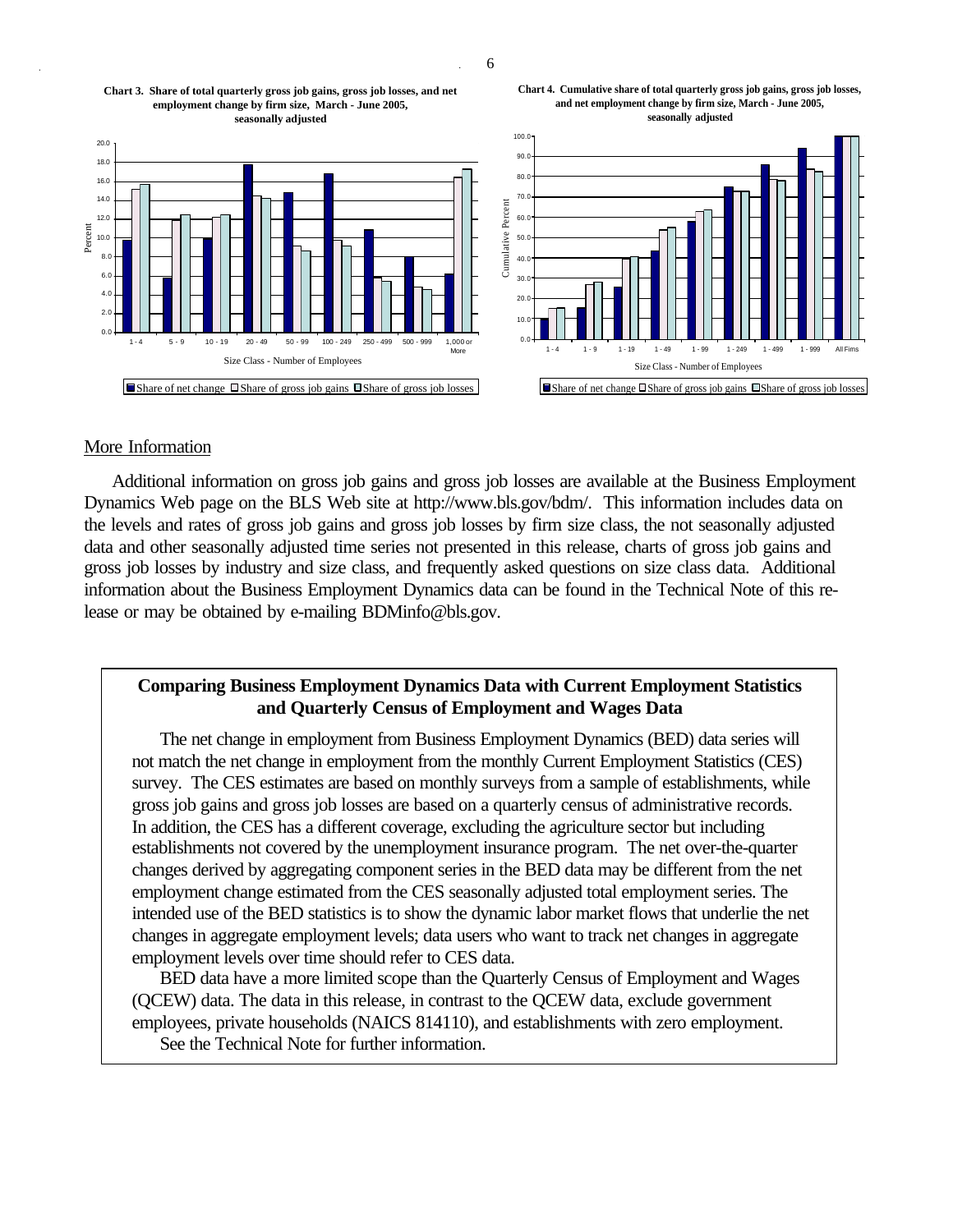**Chart 3. Share of total quarterly gross job gains, gross job losses, and net employment change by firm size, March - June 2005, seasonally adjusted**

**Chart 4. Cumulative share of total quarterly gross job gains, gross job losses, and net employment change by firm size, March - June 2005, seasonally adjusted**

## More Information

Additional information on gross job gains and gross job losses are available at the Business Employment Dynamics Web page on the BLS Web site at http://www.bls.gov/bdm/. This information includes data on the levels and rates of gross job gains and gross job losses by firm size class, the not seasonally adjusted data and other seasonally adjusted time series not presented in this release, charts of gross job gains and gross job losses by industry and size class, and frequently asked questions on size class data. Additional information about the Business Employment Dynamics data can be found in the Technical Note of this release or may be obtained by e-mailing BDMinfo@bls.gov.

### Comparing Business Employment Dynamics Data with Current Employment Statistics and Quarterly Census of Employment and Wages Data

The net change in employment from Business Employment Dynamics (BED) data series will not match the net change in employment from the monthly Current Employment Statistics (CES) survey. The CES estimates are based on monthly surveys from a sample of establishments, while gross job gains and gross job losses are based on a quarterly census of administrative records. In addition, the CES has a different coverage, excluding the agriculture sector but including establishments not covered by the unemployment insurance program. The net over-the-quarter changes derived by aggregating component series in the BED data may be different from the net employment change estimated from the CES seasonally adjusted total employment series. The intended use of the BED statistics is to show the dynamic labor market flows that underlie the net changes in aggregate employment levels; data users who want to track net changes in aggregate employment levels over time should refer to CES data.

BED data have a more limited scope than the Quarterly Census of Employment and Wages (QCEW) data. The data in this release, in contrast to the QCEW data, exclude government employees, private households (NAICS 814110), and establishments with zero employment.

See the Technical Note for further information.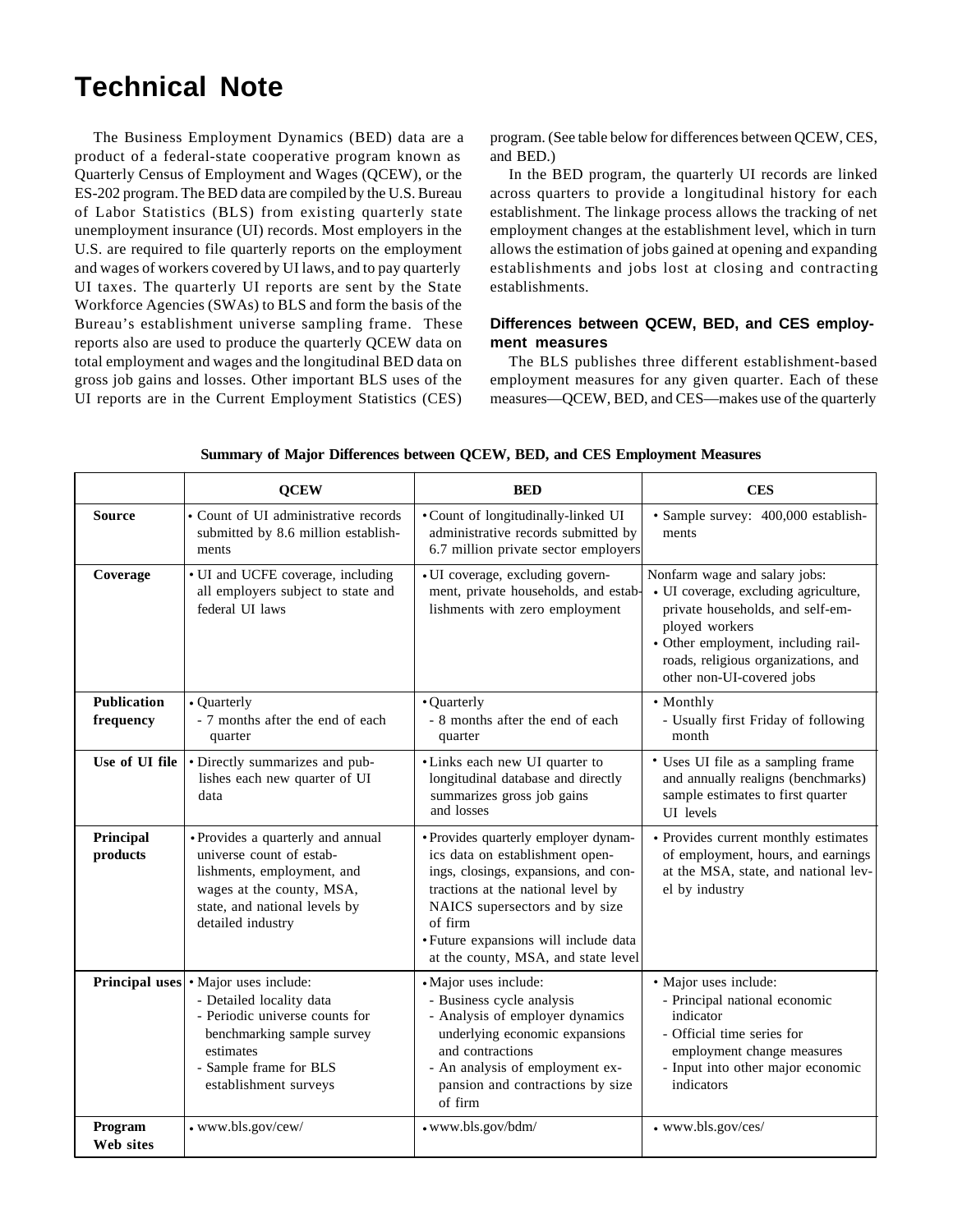# Technical Note

The Business Employment Dynamics (BED) data are a product of a federal-state cooperative program known as Quarterly Census of Employment and Wages (QCEW), or the ES-202 program. The BED data are compiled by the U.S. Bureau of Labor Statistics (BLS) from existing quarterly state unemployment insurance (UI) records. Most employers in the U.S. are required to file quarterly reports on the employment and wages of workers covered by UI laws, and to pay quarterly UI taxes. The quarterly UI reports are sent by the State Workforce Agencies (SWAs) to BLS and form the basis of the Bureau's establishment universe sampling frame. These reports also are used to produce the quarterly QCEW data on total employment and wages and the longitudinal BED data on gross job gains and losses. Other important BLS uses of the UI reports are in the Current Employment Statistics (CES) program. (See table below for differences between QCEW, CES, and BED.)

In the BED program, the quarterly UI records are linked across quarters to provide a longitudinal history for each establishment. The linkage process allows the tracking of net employment changes at the establishment level, which in turn allows the estimation of jobs gained at opening and expanding establishments and jobs lost at closing and contracting establishments.

### Differences between QCEW, BED, and CES employment measures

The BLS publishes three different establishment-based employment measures for any given quarter. Each of these measures—QCEW, BED, and CES—makes use of the quarterly

**Summary of Major Differences between QCEW, BED, and CES Employment Measures**

| | QCEW | BED | CES |
|---|---|---|---|
| **Source** | • Count of UI administrative records submitted by 8.6 million establishments | • Count of longitudinally-linked UI administrative records submitted by 6.7 million private sector employers | • Sample survey: 400,000 establishments |
| **Coverage** | • UI and UCFE coverage, including all employers subject to state and federal UI laws | • UI coverage, excluding government, private households, and establishments with zero employment | Nonfarm wage and salary jobs:<br>• UI coverage, excluding agriculture, private households, and self-employed workers<br>• Other employment, including railroads, religious organizations, and other non-UI-covered jobs |
| **Publication frequency** | • Quarterly<br>- 7 months after the end of each quarter | • Quarterly<br>- 8 months after the end of each quarter | • Monthly<br>- Usually first Friday of following month |
| **Use of UI file** | • Directly summarizes and publishes each new quarter of UI data | • Links each new UI quarter to longitudinal database and directly summarizes gross job gains and losses | • Uses UI file as a sampling frame and annually realigns (benchmarks) sample estimates to first quarter UI levels |
| **Principal products** | • Provides a quarterly and annual universe count of establishments, employment, and wages at the county, MSA, state, and national levels by detailed industry | • Provides quarterly employer dynamics data on establishment openings, closings, expansions, and contractions at the national level by NAICS supersectors and by size of firm<br>• Future expansions will include data at the county, MSA, and state level | • Provides current monthly estimates of employment, hours, and earnings at the MSA, state, and national level by industry |
| **Principal uses** | • Major uses include:<br>- Detailed locality data<br>- Periodic universe counts for benchmarking sample survey estimates<br>- Sample frame for BLS establishment surveys | • Major uses include:<br>- Business cycle analysis<br>- Analysis of employer dynamics underlying economic expansions and contractions<br>- An analysis of employment expansion and contractions by size of firm | • Major uses include:<br>- Principal national economic indicator<br>- Official time series for employment change measures<br>- Input into other major economic indicators |
| **Program Web sites** | • www.bls.gov/cew/ | • www.bls.gov/bdm/ | • www.bls.gov/ces/ |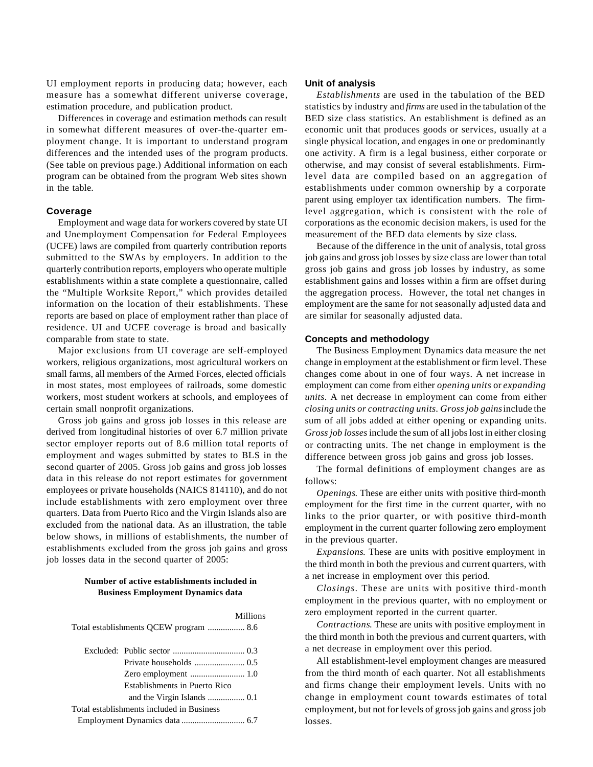UI employment reports in producing data; however, each measure has a somewhat different universe coverage, estimation procedure, and publication product.

Differences in coverage and estimation methods can result in somewhat different measures of over-the-quarter employment change. It is important to understand program differences and the intended uses of the program products. (See table on previous page.) Additional information on each program can be obtained from the program Web sites shown in the table.

### Coverage

Employment and wage data for workers covered by state UI and Unemployment Compensation for Federal Employees (UCFE) laws are compiled from quarterly contribution reports submitted to the SWAs by employers. In addition to the quarterly contribution reports, employers who operate multiple establishments within a state complete a questionnaire, called the "Multiple Worksite Report," which provides detailed information on the location of their establishments. These reports are based on place of employment rather than place of residence. UI and UCFE coverage is broad and basically comparable from state to state.

Major exclusions from UI coverage are self-employed workers, religious organizations, most agricultural workers on small farms, all members of the Armed Forces, elected officials in most states, most employees of railroads, some domestic workers, most student workers at schools, and employees of certain small nonprofit organizations.

Gross job gains and gross job losses in this release are derived from longitudinal histories of over 6.7 million private sector employer reports out of 8.6 million total reports of employment and wages submitted by states to BLS in the second quarter of 2005. Gross job gains and gross job losses data in this release do not report estimates for government employees or private households (NAICS 814110), and do not include establishments with zero employment over three quarters. Data from Puerto Rico and the Virgin Islands also are excluded from the national data. As an illustration, the table below shows, in millions of establishments, the number of establishments excluded from the gross job gains and gross job losses data in the second quarter of 2005:

**Number of active establishments included in Business Employment Dynamics data**

| | | Millions |
|---|---|---|
| Total establishments QCEW program | | 8.6 |
| | | |
| Excluded: | Public sector | 0.3 |
| | Private households | 0.5 |
| | Zero employment | 1.0 |
| | Establishments in Puerto Rico and the Virgin Islands | 0.1 |
| Total establishments included in Business Employment Dynamics data | | 6.7 |

### Unit of analysis

*Establishments* are used in the tabulation of the BED statistics by industry and *firms* are used in the tabulation of the BED size class statistics. An establishment is defined as an economic unit that produces goods or services, usually at a single physical location, and engages in one or predominantly one activity. A firm is a legal business, either corporate or otherwise, and may consist of several establishments. Firm-level data are compiled based on an aggregation of establishments under common ownership by a corporate parent using employer tax identification numbers. The firm-level aggregation, which is consistent with the role of corporations as the economic decision makers, is used for the measurement of the BED data elements by size class.

Because of the difference in the unit of analysis, total gross job gains and gross job losses by size class are lower than total gross job gains and gross job losses by industry, as some establishment gains and losses within a firm are offset during the aggregation process. However, the total net changes in employment are the same for not seasonally adjusted data and are similar for seasonally adjusted data.

### Concepts and methodology

The Business Employment Dynamics data measure the net change in employment at the establishment or firm level. These changes come about in one of four ways. A net increase in employment can come from either *opening units* or *expanding units*. A net decrease in employment can come from either *closing units or contracting units*. *Gross job gains* include the sum of all jobs added at either opening or expanding units. *Gross job losses* include the sum of all jobs lost in either closing or contracting units. The net change in employment is the difference between gross job gains and gross job losses.

The formal definitions of employment changes are as follows:

*Openings*. These are either units with positive third-month employment for the first time in the current quarter, with no links to the prior quarter, or with positive third-month employment in the current quarter following zero employment in the previous quarter.

*Expansions*. These are units with positive employment in the third month in both the previous and current quarters, with a net increase in employment over this period.

*Closings*. These are units with positive third-month employment in the previous quarter, with no employment or zero employment reported in the current quarter.

*Contractions*. These are units with positive employment in the third month in both the previous and current quarters, with a net decrease in employment over this period.

All establishment-level employment changes are measured from the third month of each quarter. Not all establishments and firms change their employment levels. Units with no change in employment count towards estimates of total employment, but not for levels of gross job gains and gross job losses.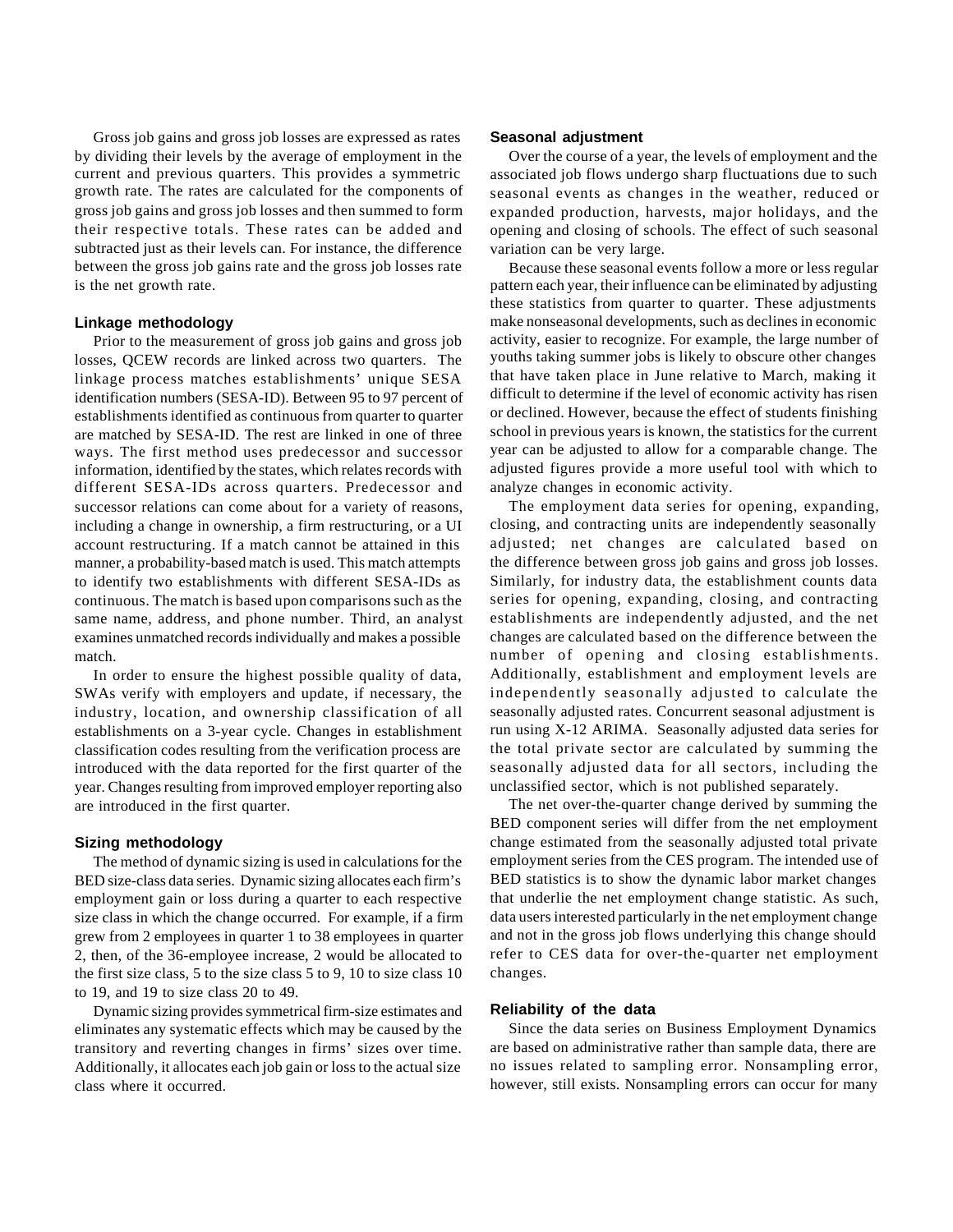Gross job gains and gross job losses are expressed as rates by dividing their levels by the average of employment in the current and previous quarters. This provides a symmetric growth rate. The rates are calculated for the components of gross job gains and gross job losses and then summed to form their respective totals. These rates can be added and subtracted just as their levels can. For instance, the difference between the gross job gains rate and the gross job losses rate is the net growth rate.

### Linkage methodology

Prior to the measurement of gross job gains and gross job losses, QCEW records are linked across two quarters. The linkage process matches establishments' unique SESA identification numbers (SESA-ID). Between 95 to 97 percent of establishments identified as continuous from quarter to quarter are matched by SESA-ID. The rest are linked in one of three ways. The first method uses predecessor and successor information, identified by the states, which relates records with different SESA-IDs across quarters. Predecessor and successor relations can come about for a variety of reasons, including a change in ownership, a firm restructuring, or a UI account restructuring. If a match cannot be attained in this manner, a probability-based match is used. This match attempts to identify two establishments with different SESA-IDs as continuous. The match is based upon comparisons such as the same name, address, and phone number. Third, an analyst examines unmatched records individually and makes a possible match.

In order to ensure the highest possible quality of data, SWAs verify with employers and update, if necessary, the industry, location, and ownership classification of all establishments on a 3-year cycle. Changes in establishment classification codes resulting from the verification process are introduced with the data reported for the first quarter of the year. Changes resulting from improved employer reporting also are introduced in the first quarter.

### Sizing methodology

The method of dynamic sizing is used in calculations for the BED size-class data series. Dynamic sizing allocates each firm's employment gain or loss during a quarter to each respective size class in which the change occurred. For example, if a firm grew from 2 employees in quarter 1 to 38 employees in quarter 2, then, of the 36-employee increase, 2 would be allocated to the first size class, 5 to the size class 5 to 9, 10 to size class 10 to 19, and 19 to size class 20 to 49.

Dynamic sizing provides symmetrical firm-size estimates and eliminates any systematic effects which may be caused by the transitory and reverting changes in firms' sizes over time. Additionally, it allocates each job gain or loss to the actual size class where it occurred.

### Seasonal adjustment

Over the course of a year, the levels of employment and the associated job flows undergo sharp fluctuations due to such seasonal events as changes in the weather, reduced or expanded production, harvests, major holidays, and the opening and closing of schools. The effect of such seasonal variation can be very large.

Because these seasonal events follow a more or less regular pattern each year, their influence can be eliminated by adjusting these statistics from quarter to quarter. These adjustments make nonseasonal developments, such as declines in economic activity, easier to recognize. For example, the large number of youths taking summer jobs is likely to obscure other changes that have taken place in June relative to March, making it difficult to determine if the level of economic activity has risen or declined. However, because the effect of students finishing school in previous years is known, the statistics for the current year can be adjusted to allow for a comparable change. The adjusted figures provide a more useful tool with which to analyze changes in economic activity.

The employment data series for opening, expanding, closing, and contracting units are independently seasonally adjusted; net changes are calculated based on the difference between gross job gains and gross job losses. Similarly, for industry data, the establishment counts data series for opening, expanding, closing, and contracting establishments are independently adjusted, and the net changes are calculated based on the difference between the number of opening and closing establishments. Additionally, establishment and employment levels are independently seasonally adjusted to calculate the seasonally adjusted rates. Concurrent seasonal adjustment is run using X-12 ARIMA. Seasonally adjusted data series for the total private sector are calculated by summing the seasonally adjusted data for all sectors, including the unclassified sector, which is not published separately.

The net over-the-quarter change derived by summing the BED component series will differ from the net employment change estimated from the seasonally adjusted total private employment series from the CES program. The intended use of BED statistics is to show the dynamic labor market changes that underlie the net employment change statistic. As such, data users interested particularly in the net employment change and not in the gross job flows underlying this change should refer to CES data for over-the-quarter net employment changes.

### Reliability of the data

Since the data series on Business Employment Dynamics are based on administrative rather than sample data, there are no issues related to sampling error. Nonsampling error, however, still exists. Nonsampling errors can occur for many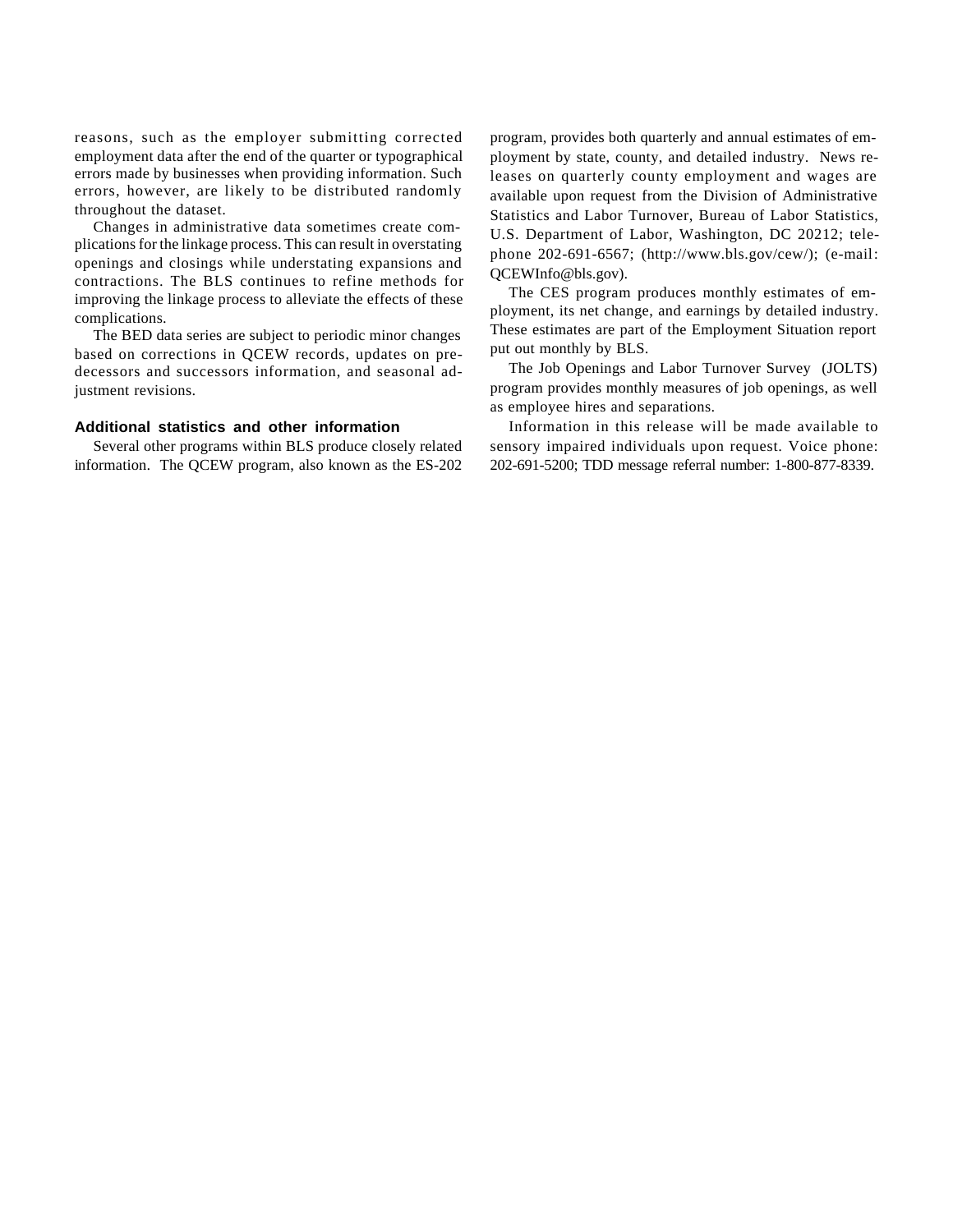reasons, such as the employer submitting corrected employment data after the end of the quarter or typographical errors made by businesses when providing information. Such errors, however, are likely to be distributed randomly throughout the dataset.

Changes in administrative data sometimes create complications for the linkage process. This can result in overstating openings and closings while understating expansions and contractions. The BLS continues to refine methods for improving the linkage process to alleviate the effects of these complications.

The BED data series are subject to periodic minor changes based on corrections in QCEW records, updates on predecessors and successors information, and seasonal adjustment revisions.

### Additional statistics and other information

Several other programs within BLS produce closely related information. The QCEW program, also known as the ES-202 program, provides both quarterly and annual estimates of employment by state, county, and detailed industry. News releases on quarterly county employment and wages are available upon request from the Division of Administrative Statistics and Labor Turnover, Bureau of Labor Statistics, U.S. Department of Labor, Washington, DC 20212; telephone 202-691-6567; (http://www.bls.gov/cew/); (e-mail: QCEWInfo@bls.gov).

The CES program produces monthly estimates of employment, its net change, and earnings by detailed industry. These estimates are part of the Employment Situation report put out monthly by BLS.

The Job Openings and Labor Turnover Survey (JOLTS) program provides monthly measures of job openings, as well as employee hires and separations.

Information in this release will be made available to sensory impaired individuals upon request. Voice phone: 202-691-5200; TDD message referral number: 1-800-877-8339.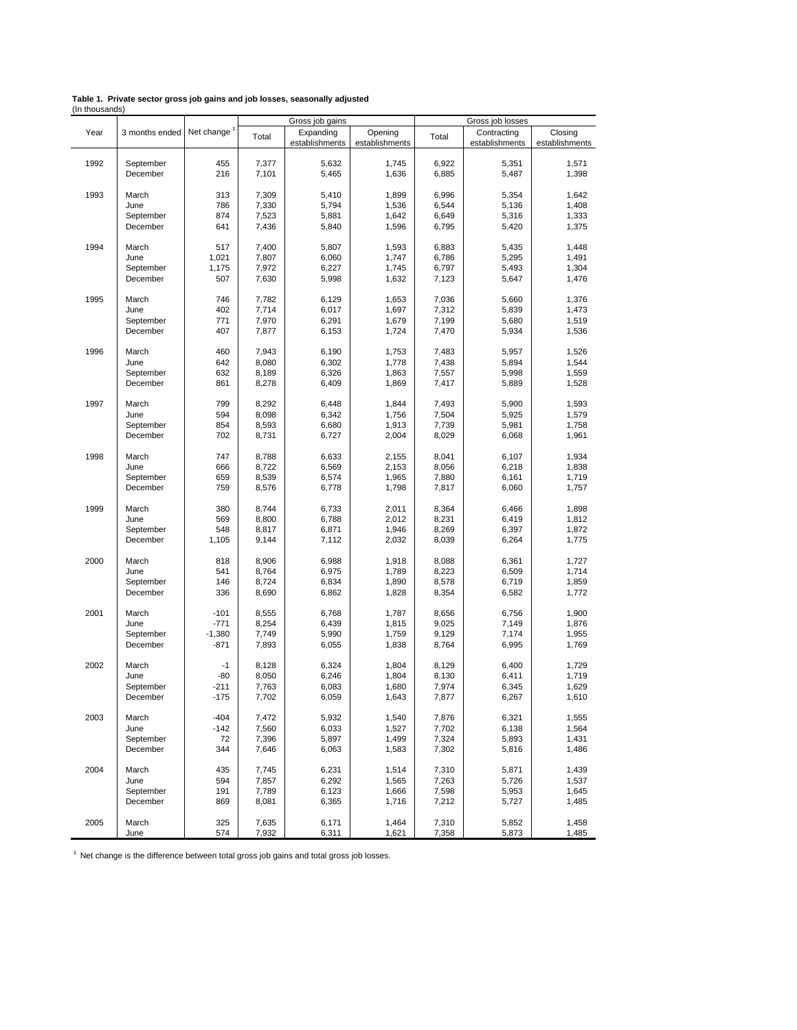**Table 1. Private sector gross job gains and job losses, seasonally adjusted**
(In thousands)

| Year | 3 months ended | Net change [1] | Gross job gains | | | Gross job losses | | |
|---|---|---|---|---|---|---|---|---|
| | | | Total | Expanding establishments | Opening establishments | Total | Contracting establishments | Closing establishments |
| 1992 | September | 455 | 7,377 | 5,632 | 1,745 | 6,922 | 5,351 | 1,571 |
| | December | 216 | 7,101 | 5,465 | 1,636 | 6,885 | 5,487 | 1,398 |
| 1993 | March | 313 | 7,309 | 5,410 | 1,899 | 6,996 | 5,354 | 1,642 |
| | June | 786 | 7,330 | 5,794 | 1,536 | 6,544 | 5,136 | 1,408 |
| | September | 874 | 7,523 | 5,881 | 1,642 | 6,649 | 5,316 | 1,333 |
| | December | 641 | 7,436 | 5,840 | 1,596 | 6,795 | 5,420 | 1,375 |
| 1994 | March | 517 | 7,400 | 5,807 | 1,593 | 6,883 | 5,435 | 1,448 |
| | June | 1,021 | 7,807 | 6,060 | 1,747 | 6,786 | 5,295 | 1,491 |
| | September | 1,175 | 7,972 | 6,227 | 1,745 | 6,797 | 5,493 | 1,304 |
| | December | 507 | 7,630 | 5,998 | 1,632 | 7,123 | 5,647 | 1,476 |
| 1995 | March | 746 | 7,782 | 6,129 | 1,653 | 7,036 | 5,660 | 1,376 |
| | June | 402 | 7,714 | 6,017 | 1,697 | 7,312 | 5,839 | 1,473 |
| | September | 771 | 7,970 | 6,291 | 1,679 | 7,199 | 5,680 | 1,519 |
| | December | 407 | 7,877 | 6,153 | 1,724 | 7,470 | 5,934 | 1,536 |
| 1996 | March | 460 | 7,943 | 6,190 | 1,753 | 7,483 | 5,957 | 1,526 |
| | June | 642 | 8,080 | 6,302 | 1,778 | 7,438 | 5,894 | 1,544 |
| | September | 632 | 8,189 | 6,326 | 1,863 | 7,557 | 5,998 | 1,559 |
| | December | 861 | 8,278 | 6,409 | 1,869 | 7,417 | 5,889 | 1,528 |
| 1997 | March | 799 | 8,292 | 6,448 | 1,844 | 7,493 | 5,900 | 1,593 |
| | June | 594 | 8,098 | 6,342 | 1,756 | 7,504 | 5,925 | 1,579 |
| | September | 854 | 8,593 | 6,680 | 1,913 | 7,739 | 5,981 | 1,758 |
| | December | 702 | 8,731 | 6,727 | 2,004 | 8,029 | 6,068 | 1,961 |
| 1998 | March | 747 | 8,788 | 6,633 | 2,155 | 8,041 | 6,107 | 1,934 |
| | June | 666 | 8,722 | 6,569 | 2,153 | 8,056 | 6,218 | 1,838 |
| | September | 659 | 8,539 | 6,574 | 1,965 | 7,880 | 6,161 | 1,719 |
| | December | 759 | 8,576 | 6,778 | 1,798 | 7,817 | 6,060 | 1,757 |
| 1999 | March | 380 | 8,744 | 6,733 | 2,011 | 8,364 | 6,466 | 1,898 |
| | June | 569 | 8,800 | 6,788 | 2,012 | 8,231 | 6,419 | 1,812 |
| | September | 548 | 8,817 | 6,871 | 1,946 | 8,269 | 6,397 | 1,872 |
| | December | 1,105 | 9,144 | 7,112 | 2,032 | 8,039 | 6,264 | 1,775 |
| 2000 | March | 818 | 8,906 | 6,988 | 1,918 | 8,088 | 6,361 | 1,727 |
| | June | 541 | 8,764 | 6,975 | 1,789 | 8,223 | 6,509 | 1,714 |
| | September | 146 | 8,724 | 6,834 | 1,890 | 8,578 | 6,719 | 1,859 |
| | December | 336 | 8,690 | 6,862 | 1,828 | 8,354 | 6,582 | 1,772 |
| 2001 | March | -101 | 8,555 | 6,768 | 1,787 | 8,656 | 6,756 | 1,900 |
| | June | -771 | 8,254 | 6,439 | 1,815 | 9,025 | 7,149 | 1,876 |
| | September | -1,380 | 7,749 | 5,990 | 1,759 | 9,129 | 7,174 | 1,955 |
| | December | -871 | 7,893 | 6,055 | 1,838 | 8,764 | 6,995 | 1,769 |
| 2002 | March | -1 | 8,128 | 6,324 | 1,804 | 8,129 | 6,400 | 1,729 |
| | June | -80 | 8,050 | 6,246 | 1,804 | 8,130 | 6,411 | 1,719 |
| | September | -211 | 7,763 | 6,083 | 1,680 | 7,974 | 6,345 | 1,629 |
| | December | -175 | 7,702 | 6,059 | 1,643 | 7,877 | 6,267 | 1,610 |
| 2003 | March | -404 | 7,472 | 5,932 | 1,540 | 7,876 | 6,321 | 1,555 |
| | June | -142 | 7,560 | 6,033 | 1,527 | 7,702 | 6,138 | 1,564 |
| | September | 72 | 7,396 | 5,897 | 1,499 | 7,324 | 5,893 | 1,431 |
| | December | 344 | 7,646 | 6,063 | 1,583 | 7,302 | 5,816 | 1,486 |
| 2004 | March | 435 | 7,745 | 6,231 | 1,514 | 7,310 | 5,871 | 1,439 |
| | June | 594 | 7,857 | 6,292 | 1,565 | 7,263 | 5,726 | 1,537 |
| | September | 191 | 7,789 | 6,123 | 1,666 | 7,598 | 5,953 | 1,645 |
| | December | 869 | 8,081 | 6,365 | 1,716 | 7,212 | 5,727 | 1,485 |
| 2005 | March | 325 | 7,635 | 6,171 | 1,464 | 7,310 | 5,852 | 1,458 |
| | June | 574 | 7,932 | 6,311 | 1,621 | 7,358 | 5,873 | 1,485 |

[1] Net change is the difference between total gross job gains and total gross job losses.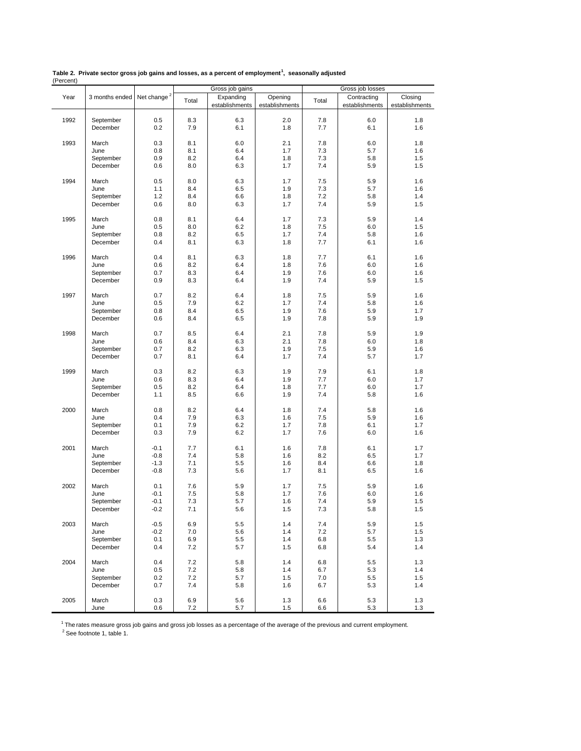**Table 2. Private sector gross job gains and losses, as a percent of employment[1], seasonally adjusted**
(Percent)

| Year | 3 months ended | Net change [2] | Gross job gains | | | Gross job losses | | |
|---|---|---|---|---|---|---|---|---|
| | | | Total | Expanding establishments | Opening establishments | Total | Contracting establishments | Closing establishments |
| 1992 | September | 0.5 | 8.3 | 6.3 | 2.0 | 7.8 | 6.0 | 1.8 |
| | December | 0.2 | 7.9 | 6.1 | 1.8 | 7.7 | 6.1 | 1.6 |
| 1993 | March | 0.3 | 8.1 | 6.0 | 2.1 | 7.8 | 6.0 | 1.8 |
| | June | 0.8 | 8.1 | 6.4 | 1.7 | 7.3 | 5.7 | 1.6 |
| | September | 0.9 | 8.2 | 6.4 | 1.8 | 7.3 | 5.8 | 1.5 |
| | December | 0.6 | 8.0 | 6.3 | 1.7 | 7.4 | 5.9 | 1.5 |
| 1994 | March | 0.5 | 8.0 | 6.3 | 1.7 | 7.5 | 5.9 | 1.6 |
| | June | 1.1 | 8.4 | 6.5 | 1.9 | 7.3 | 5.7 | 1.6 |
| | September | 1.2 | 8.4 | 6.6 | 1.8 | 7.2 | 5.8 | 1.4 |
| | December | 0.6 | 8.0 | 6.3 | 1.7 | 7.4 | 5.9 | 1.5 |
| 1995 | March | 0.8 | 8.1 | 6.4 | 1.7 | 7.3 | 5.9 | 1.4 |
| | June | 0.5 | 8.0 | 6.2 | 1.8 | 7.5 | 6.0 | 1.5 |
| | September | 0.8 | 8.2 | 6.5 | 1.7 | 7.4 | 5.8 | 1.6 |
| | December | 0.4 | 8.1 | 6.3 | 1.8 | 7.7 | 6.1 | 1.6 |
| 1996 | March | 0.4 | 8.1 | 6.3 | 1.8 | 7.7 | 6.1 | 1.6 |
| | June | 0.6 | 8.2 | 6.4 | 1.8 | 7.6 | 6.0 | 1.6 |
| | September | 0.7 | 8.3 | 6.4 | 1.9 | 7.6 | 6.0 | 1.6 |
| | December | 0.9 | 8.3 | 6.4 | 1.9 | 7.4 | 5.9 | 1.5 |
| 1997 | March | 0.7 | 8.2 | 6.4 | 1.8 | 7.5 | 5.9 | 1.6 |
| | June | 0.5 | 7.9 | 6.2 | 1.7 | 7.4 | 5.8 | 1.6 |
| | September | 0.8 | 8.4 | 6.5 | 1.9 | 7.6 | 5.9 | 1.7 |
| | December | 0.6 | 8.4 | 6.5 | 1.9 | 7.8 | 5.9 | 1.9 |
| 1998 | March | 0.7 | 8.5 | 6.4 | 2.1 | 7.8 | 5.9 | 1.9 |
| | June | 0.6 | 8.4 | 6.3 | 2.1 | 7.8 | 6.0 | 1.8 |
| | September | 0.7 | 8.2 | 6.3 | 1.9 | 7.5 | 5.9 | 1.6 |
| | December | 0.7 | 8.1 | 6.4 | 1.7 | 7.4 | 5.7 | 1.7 |
| 1999 | March | 0.3 | 8.2 | 6.3 | 1.9 | 7.9 | 6.1 | 1.8 |
| | June | 0.6 | 8.3 | 6.4 | 1.9 | 7.7 | 6.0 | 1.7 |
| | September | 0.5 | 8.2 | 6.4 | 1.8 | 7.7 | 6.0 | 1.7 |
| | December | 1.1 | 8.5 | 6.6 | 1.9 | 7.4 | 5.8 | 1.6 |
| 2000 | March | 0.8 | 8.2 | 6.4 | 1.8 | 7.4 | 5.8 | 1.6 |
| | June | 0.4 | 7.9 | 6.3 | 1.6 | 7.5 | 5.9 | 1.6 |
| | September | 0.1 | 7.9 | 6.2 | 1.7 | 7.8 | 6.1 | 1.7 |
| | December | 0.3 | 7.9 | 6.2 | 1.7 | 7.6 | 6.0 | 1.6 |
| 2001 | March | -0.1 | 7.7 | 6.1 | 1.6 | 7.8 | 6.1 | 1.7 |
| | June | -0.8 | 7.4 | 5.8 | 1.6 | 8.2 | 6.5 | 1.7 |
| | September | -1.3 | 7.1 | 5.5 | 1.6 | 8.4 | 6.6 | 1.8 |
| | December | -0.8 | 7.3 | 5.6 | 1.7 | 8.1 | 6.5 | 1.6 |
| 2002 | March | 0.1 | 7.6 | 5.9 | 1.7 | 7.5 | 5.9 | 1.6 |
| | June | -0.1 | 7.5 | 5.8 | 1.7 | 7.6 | 6.0 | 1.6 |
| | September | -0.1 | 7.3 | 5.7 | 1.6 | 7.4 | 5.9 | 1.5 |
| | December | -0.2 | 7.1 | 5.6 | 1.5 | 7.3 | 5.8 | 1.5 |
| 2003 | March | -0.5 | 6.9 | 5.5 | 1.4 | 7.4 | 5.9 | 1.5 |
| | June | -0.2 | 7.0 | 5.6 | 1.4 | 7.2 | 5.7 | 1.5 |
| | September | 0.1 | 6.9 | 5.5 | 1.4 | 6.8 | 5.5 | 1.3 |
| | December | 0.4 | 7.2 | 5.7 | 1.5 | 6.8 | 5.4 | 1.4 |
| 2004 | March | 0.4 | 7.2 | 5.8 | 1.4 | 6.8 | 5.5 | 1.3 |
| | June | 0.5 | 7.2 | 5.8 | 1.4 | 6.7 | 5.3 | 1.4 |
| | September | 0.2 | 7.2 | 5.7 | 1.5 | 7.0 | 5.5 | 1.5 |
| | December | 0.7 | 7.4 | 5.8 | 1.6 | 6.7 | 5.3 | 1.4 |
| 2005 | March | 0.3 | 6.9 | 5.6 | 1.3 | 6.6 | 5.3 | 1.3 |
| | June | 0.6 | 7.2 | 5.7 | 1.5 | 6.6 | 5.3 | 1.3 |

[1] The rates measure gross job gains and gross job losses as a percentage of the average of the previous and current employment.
[2] See footnote 1, table 1.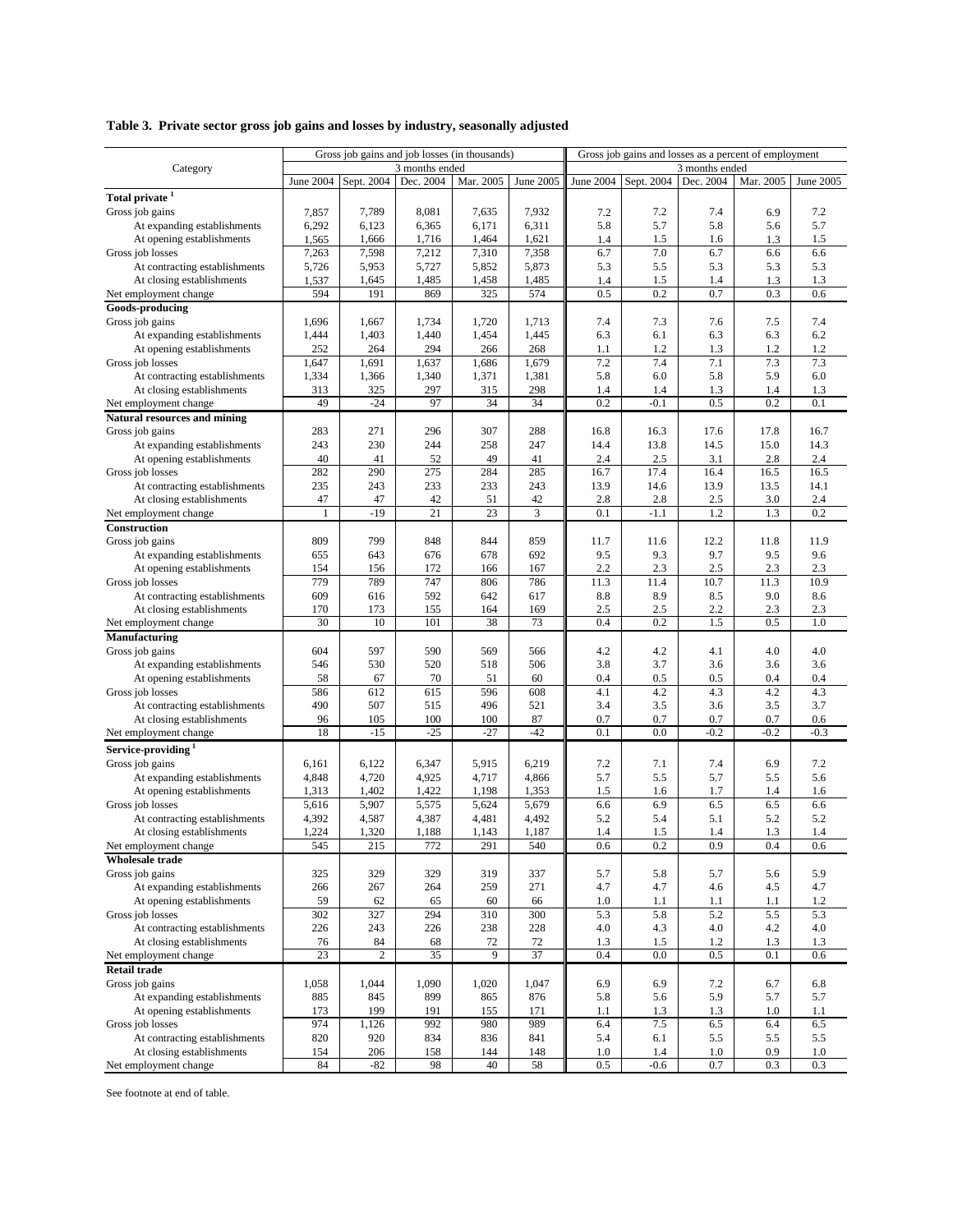**Table 3. Private sector gross job gains and losses by industry, seasonally adjusted**

| Category | Gross job gains and job losses (in thousands) | | | | | Gross job gains and losses as a percent of employment | | | | |
|---|---|---|---|---|---|---|---|---|---|---|
| | 3 months ended | | | | | 3 months ended | | | | |
| | June 2004 | Sept. 2004 | Dec. 2004 | Mar. 2005 | June 2005 | June 2004 | Sept. 2004 | Dec. 2004 | Mar. 2005 | June 2005 |
| **Total private [1]** | | | | | | | | | | |
| Gross job gains | 7,857 | 7,789 | 8,081 | 7,635 | 7,932 | 7.2 | 7.2 | 7.4 | 6.9 | 7.2 |
| At expanding establishments | 6,292 | 6,123 | 6,365 | 6,171 | 6,311 | 5.8 | 5.7 | 5.8 | 5.6 | 5.7 |
| At opening establishments | 1,565 | 1,666 | 1,716 | 1,464 | 1,621 | 1.4 | 1.5 | 1.6 | 1.3 | 1.5 |
| Gross job losses | 7,263 | 7,598 | 7,212 | 7,310 | 7,358 | 6.7 | 7.0 | 6.7 | 6.6 | 6.6 |
| At contracting establishments | 5,726 | 5,953 | 5,727 | 5,852 | 5,873 | 5.3 | 5.5 | 5.3 | 5.3 | 5.3 |
| At closing establishments | 1,537 | 1,645 | 1,485 | 1,458 | 1,485 | 1.4 | 1.5 | 1.4 | 1.3 | 1.3 |
| Net employment change | 594 | 191 | 869 | 325 | 574 | 0.5 | 0.2 | 0.7 | 0.3 | 0.6 |
| **Goods-producing** | | | | | | | | | | |
| Gross job gains | 1,696 | 1,667 | 1,734 | 1,720 | 1,713 | 7.4 | 7.3 | 7.6 | 7.5 | 7.4 |
| At expanding establishments | 1,444 | 1,403 | 1,440 | 1,454 | 1,445 | 6.3 | 6.1 | 6.3 | 6.3 | 6.2 |
| At opening establishments | 252 | 264 | 294 | 266 | 268 | 1.1 | 1.2 | 1.3 | 1.2 | 1.2 |
| Gross job losses | 1,647 | 1,691 | 1,637 | 1,686 | 1,679 | 7.2 | 7.4 | 7.1 | 7.3 | 7.3 |
| At contracting establishments | 1,334 | 1,366 | 1,340 | 1,371 | 1,381 | 5.8 | 6.0 | 5.8 | 5.9 | 6.0 |
| At closing establishments | 313 | 325 | 297 | 315 | 298 | 1.4 | 1.4 | 1.3 | 1.4 | 1.3 |
| Net employment change | 49 | -24 | 97 | 34 | 34 | 0.2 | -0.1 | 0.5 | 0.2 | 0.1 |
| **Natural resources and mining** | | | | | | | | | | |
| Gross job gains | 283 | 271 | 296 | 307 | 288 | 16.8 | 16.3 | 17.6 | 17.8 | 16.7 |
| At expanding establishments | 243 | 230 | 244 | 258 | 247 | 14.4 | 13.8 | 14.5 | 15.0 | 14.3 |
| At opening establishments | 40 | 41 | 52 | 49 | 41 | 2.4 | 2.5 | 3.1 | 2.8 | 2.4 |
| Gross job losses | 282 | 290 | 275 | 284 | 285 | 16.7 | 17.4 | 16.4 | 16.5 | 16.5 |
| At contracting establishments | 235 | 243 | 233 | 233 | 243 | 13.9 | 14.6 | 13.9 | 13.5 | 14.1 |
| At closing establishments | 47 | 47 | 42 | 51 | 42 | 2.8 | 2.8 | 2.5 | 3.0 | 2.4 |
| Net employment change | 1 | -19 | 21 | 23 | 3 | 0.1 | -1.1 | 1.2 | 1.3 | 0.2 |
| **Construction** | | | | | | | | | | |
| Gross job gains | 809 | 799 | 848 | 844 | 859 | 11.7 | 11.6 | 12.2 | 11.8 | 11.9 |
| At expanding establishments | 655 | 643 | 676 | 678 | 692 | 9.5 | 9.3 | 9.7 | 9.5 | 9.6 |
| At opening establishments | 154 | 156 | 172 | 166 | 167 | 2.2 | 2.3 | 2.5 | 2.3 | 2.3 |
| Gross job losses | 779 | 789 | 747 | 806 | 786 | 11.3 | 11.4 | 10.7 | 11.3 | 10.9 |
| At contracting establishments | 609 | 616 | 592 | 642 | 617 | 8.8 | 8.9 | 8.5 | 9.0 | 8.6 |
| At closing establishments | 170 | 173 | 155 | 164 | 169 | 2.5 | 2.5 | 2.2 | 2.3 | 2.3 |
| Net employment change | 30 | 10 | 101 | 38 | 73 | 0.4 | 0.2 | 1.5 | 0.5 | 1.0 |
| **Manufacturing** | | | | | | | | | | |
| Gross job gains | 604 | 597 | 590 | 569 | 566 | 4.2 | 4.2 | 4.1 | 4.0 | 4.0 |
| At expanding establishments | 546 | 530 | 520 | 518 | 506 | 3.8 | 3.7 | 3.6 | 3.6 | 3.6 |
| At opening establishments | 58 | 67 | 70 | 51 | 60 | 0.4 | 0.5 | 0.5 | 0.4 | 0.4 |
| Gross job losses | 586 | 612 | 615 | 596 | 608 | 4.1 | 4.2 | 4.3 | 4.2 | 4.3 |
| At contracting establishments | 490 | 507 | 515 | 496 | 521 | 3.4 | 3.5 | 3.6 | 3.5 | 3.7 |
| At closing establishments | 96 | 105 | 100 | 100 | 87 | 0.7 | 0.7 | 0.7 | 0.7 | 0.6 |
| Net employment change | 18 | -15 | -25 | -27 | -42 | 0.1 | 0.0 | -0.2 | -0.2 | -0.3 |
| **Service-providing [1]** | | | | | | | | | | |
| Gross job gains | 6,161 | 6,122 | 6,347 | 5,915 | 6,219 | 7.2 | 7.1 | 7.4 | 6.9 | 7.2 |
| At expanding establishments | 4,848 | 4,720 | 4,925 | 4,717 | 4,866 | 5.7 | 5.5 | 5.7 | 5.5 | 5.6 |
| At opening establishments | 1,313 | 1,402 | 1,422 | 1,198 | 1,353 | 1.5 | 1.6 | 1.7 | 1.4 | 1.6 |
| Gross job losses | 5,616 | 5,907 | 5,575 | 5,624 | 5,679 | 6.6 | 6.9 | 6.5 | 6.5 | 6.6 |
| At contracting establishments | 4,392 | 4,587 | 4,387 | 4,481 | 4,492 | 5.2 | 5.4 | 5.1 | 5.2 | 5.2 |
| At closing establishments | 1,224 | 1,320 | 1,188 | 1,143 | 1,187 | 1.4 | 1.5 | 1.4 | 1.3 | 1.4 |
| Net employment change | 545 | 215 | 772 | 291 | 540 | 0.6 | 0.2 | 0.9 | 0.4 | 0.6 |
| **Wholesale trade** | | | | | | | | | | |
| Gross job gains | 325 | 329 | 329 | 319 | 337 | 5.7 | 5.8 | 5.7 | 5.6 | 5.9 |
| At expanding establishments | 266 | 267 | 264 | 259 | 271 | 4.7 | 4.7 | 4.6 | 4.5 | 4.7 |
| At opening establishments | 59 | 62 | 65 | 60 | 66 | 1.0 | 1.1 | 1.1 | 1.1 | 1.2 |
| Gross job losses | 302 | 327 | 294 | 310 | 300 | 5.3 | 5.8 | 5.2 | 5.5 | 5.3 |
| At contracting establishments | 226 | 243 | 226 | 238 | 228 | 4.0 | 4.3 | 4.0 | 4.2 | 4.0 |
| At closing establishments | 76 | 84 | 68 | 72 | 72 | 1.3 | 1.5 | 1.2 | 1.3 | 1.3 |
| Net employment change | 23 | 2 | 35 | 9 | 37 | 0.4 | 0.0 | 0.5 | 0.1 | 0.6 |
| **Retail trade** | | | | | | | | | | |
| Gross job gains | 1,058 | 1,044 | 1,090 | 1,020 | 1,047 | 6.9 | 6.9 | 7.2 | 6.7 | 6.8 |
| At expanding establishments | 885 | 845 | 899 | 865 | 876 | 5.8 | 5.6 | 5.9 | 5.7 | 5.7 |
| At opening establishments | 173 | 199 | 191 | 155 | 171 | 1.1 | 1.3 | 1.3 | 1.0 | 1.1 |
| Gross job losses | 974 | 1,126 | 992 | 980 | 989 | 6.4 | 7.5 | 6.5 | 6.4 | 6.5 |
| At contracting establishments | 820 | 920 | 834 | 836 | 841 | 5.4 | 6.1 | 5.5 | 5.5 | 5.5 |
| At closing establishments | 154 | 206 | 158 | 144 | 148 | 1.0 | 1.4 | 1.0 | 0.9 | 1.0 |
| Net employment change | 84 | -82 | 98 | 40 | 58 | 0.5 | -0.6 | 0.7 | 0.3 | 0.3 |

See footnote at end of table.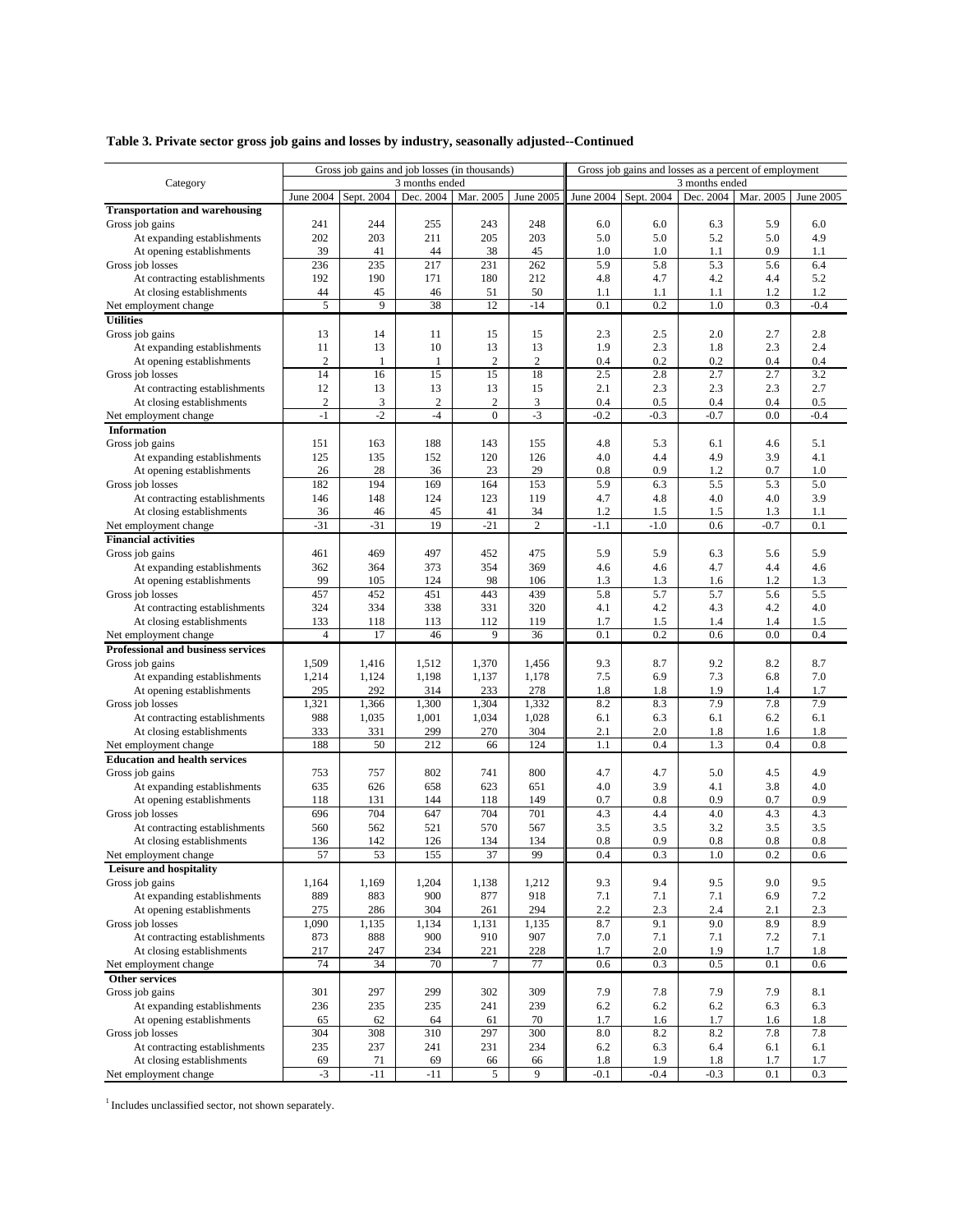**Table 3. Private sector gross job gains and losses by industry, seasonally adjusted--Continued**

| Category | Gross job gains and job losses (in thousands) | | | | | Gross job gains and losses as a percent of employment | | | | |
|---|---|---|---|---|---|---|---|---|---|---|
| | 3 months ended | | | | | 3 months ended | | | | |
| | June 2004 | Sept. 2004 | Dec. 2004 | Mar. 2005 | June 2005 | June 2004 | Sept. 2004 | Dec. 2004 | Mar. 2005 | June 2005 |
| **Transportation and warehousing** | | | | | | | | | | |
| Gross job gains | 241 | 244 | 255 | 243 | 248 | 6.0 | 6.0 | 6.3 | 5.9 | 6.0 |
| At expanding establishments | 202 | 203 | 211 | 205 | 203 | 5.0 | 5.0 | 5.2 | 5.0 | 4.9 |
| At opening establishments | 39 | 41 | 44 | 38 | 45 | 1.0 | 1.0 | 1.1 | 0.9 | 1.1 |
| Gross job losses | 236 | 235 | 217 | 231 | 262 | 5.9 | 5.8 | 5.3 | 5.6 | 6.4 |
| At contracting establishments | 192 | 190 | 171 | 180 | 212 | 4.8 | 4.7 | 4.2 | 4.4 | 5.2 |
| At closing establishments | 44 | 45 | 46 | 51 | 50 | 1.1 | 1.1 | 1.1 | 1.2 | 1.2 |
| Net employment change | 5 | 9 | 38 | 12 | -14 | 0.1 | 0.2 | 1.0 | 0.3 | -0.4 |
| **Utilities** | | | | | | | | | | |
| Gross job gains | 13 | 14 | 11 | 15 | 15 | 2.3 | 2.5 | 2.0 | 2.7 | 2.8 |
| At expanding establishments | 11 | 13 | 10 | 13 | 13 | 1.9 | 2.3 | 1.8 | 2.3 | 2.4 |
| At opening establishments | 2 | 1 | 1 | 2 | 2 | 0.4 | 0.2 | 0.2 | 0.4 | 0.4 |
| Gross job losses | 14 | 16 | 15 | 15 | 18 | 2.5 | 2.8 | 2.7 | 2.7 | 3.2 |
| At contracting establishments | 12 | 13 | 13 | 13 | 15 | 2.1 | 2.3 | 2.3 | 2.3 | 2.7 |
| At closing establishments | 2 | 3 | 2 | 2 | 3 | 0.4 | 0.5 | 0.4 | 0.4 | 0.5 |
| Net employment change | -1 | -2 | -4 | 0 | -3 | -0.2 | -0.3 | -0.7 | 0.0 | -0.4 |
| **Information** | | | | | | | | | | |
| Gross job gains | 151 | 163 | 188 | 143 | 155 | 4.8 | 5.3 | 6.1 | 4.6 | 5.1 |
| At expanding establishments | 125 | 135 | 152 | 120 | 126 | 4.0 | 4.4 | 4.9 | 3.9 | 4.1 |
| At opening establishments | 26 | 28 | 36 | 23 | 29 | 0.8 | 0.9 | 1.2 | 0.7 | 1.0 |
| Gross job losses | 182 | 194 | 169 | 164 | 153 | 5.9 | 6.3 | 5.5 | 5.3 | 5.0 |
| At contracting establishments | 146 | 148 | 124 | 123 | 119 | 4.7 | 4.8 | 4.0 | 4.0 | 3.9 |
| At closing establishments | 36 | 46 | 45 | 41 | 34 | 1.2 | 1.5 | 1.5 | 1.3 | 1.1 |
| Net employment change | -31 | -31 | 19 | -21 | 2 | -1.1 | -1.0 | 0.6 | -0.7 | 0.1 |
| **Financial activities** | | | | | | | | | | |
| Gross job gains | 461 | 469 | 497 | 452 | 475 | 5.9 | 5.9 | 6.3 | 5.6 | 5.9 |
| At expanding establishments | 362 | 364 | 373 | 354 | 369 | 4.6 | 4.6 | 4.7 | 4.4 | 4.6 |
| At opening establishments | 99 | 105 | 124 | 98 | 106 | 1.3 | 1.3 | 1.6 | 1.2 | 1.3 |
| Gross job losses | 457 | 452 | 451 | 443 | 439 | 5.8 | 5.7 | 5.7 | 5.6 | 5.5 |
| At contracting establishments | 324 | 334 | 338 | 331 | 320 | 4.1 | 4.2 | 4.3 | 4.2 | 4.0 |
| At closing establishments | 133 | 118 | 113 | 112 | 119 | 1.7 | 1.5 | 1.4 | 1.4 | 1.5 |
| Net employment change | 4 | 17 | 46 | 9 | 36 | 0.1 | 0.2 | 0.6 | 0.0 | 0.4 |
| **Professional and business services** | | | | | | | | | | |
| Gross job gains | 1,509 | 1,416 | 1,512 | 1,370 | 1,456 | 9.3 | 8.7 | 9.2 | 8.2 | 8.7 |
| At expanding establishments | 1,214 | 1,124 | 1,198 | 1,137 | 1,178 | 7.5 | 6.9 | 7.3 | 6.8 | 7.0 |
| At opening establishments | 295 | 292 | 314 | 233 | 278 | 1.8 | 1.8 | 1.9 | 1.4 | 1.7 |
| Gross job losses | 1,321 | 1,366 | 1,300 | 1,304 | 1,332 | 8.2 | 8.3 | 7.9 | 7.8 | 7.9 |
| At contracting establishments | 988 | 1,035 | 1,001 | 1,034 | 1,028 | 6.1 | 6.3 | 6.1 | 6.2 | 6.1 |
| At closing establishments | 333 | 331 | 299 | 270 | 304 | 2.1 | 2.0 | 1.8 | 1.6 | 1.8 |
| Net employment change | 188 | 50 | 212 | 66 | 124 | 1.1 | 0.4 | 1.3 | 0.4 | 0.8 |
| **Education and health services** | | | | | | | | | | |
| Gross job gains | 753 | 757 | 802 | 741 | 800 | 4.7 | 4.7 | 5.0 | 4.5 | 4.9 |
| At expanding establishments | 635 | 626 | 658 | 623 | 651 | 4.0 | 3.9 | 4.1 | 3.8 | 4.0 |
| At opening establishments | 118 | 131 | 144 | 118 | 149 | 0.7 | 0.8 | 0.9 | 0.7 | 0.9 |
| Gross job losses | 696 | 704 | 647 | 704 | 701 | 4.3 | 4.4 | 4.0 | 4.3 | 4.3 |
| At contracting establishments | 560 | 562 | 521 | 570 | 567 | 3.5 | 3.5 | 3.2 | 3.5 | 3.5 |
| At closing establishments | 136 | 142 | 126 | 134 | 134 | 0.8 | 0.9 | 0.8 | 0.8 | 0.8 |
| Net employment change | 57 | 53 | 155 | 37 | 99 | 0.4 | 0.3 | 1.0 | 0.2 | 0.6 |
| **Leisure and hospitality** | | | | | | | | | | |
| Gross job gains | 1,164 | 1,169 | 1,204 | 1,138 | 1,212 | 9.3 | 9.4 | 9.5 | 9.0 | 9.5 |
| At expanding establishments | 889 | 883 | 900 | 877 | 918 | 7.1 | 7.1 | 7.1 | 6.9 | 7.2 |
| At opening establishments | 275 | 286 | 304 | 261 | 294 | 2.2 | 2.3 | 2.4 | 2.1 | 2.3 |
| Gross job losses | 1,090 | 1,135 | 1,134 | 1,131 | 1,135 | 8.7 | 9.1 | 9.0 | 8.9 | 8.9 |
| At contracting establishments | 873 | 888 | 900 | 910 | 907 | 7.0 | 7.1 | 7.1 | 7.2 | 7.1 |
| At closing establishments | 217 | 247 | 234 | 221 | 228 | 1.7 | 2.0 | 1.9 | 1.7 | 1.8 |
| Net employment change | 74 | 34 | 70 | 7 | 77 | 0.6 | 0.3 | 0.5 | 0.1 | 0.6 |
| **Other services** | | | | | | | | | | |
| Gross job gains | 301 | 297 | 299 | 302 | 309 | 7.9 | 7.8 | 7.9 | 7.9 | 8.1 |
| At expanding establishments | 236 | 235 | 235 | 241 | 239 | 6.2 | 6.2 | 6.2 | 6.3 | 6.3 |
| At opening establishments | 65 | 62 | 64 | 61 | 70 | 1.7 | 1.6 | 1.7 | 1.6 | 1.8 |
| Gross job losses | 304 | 308 | 310 | 297 | 300 | 8.0 | 8.2 | 8.2 | 7.8 | 7.8 |
| At contracting establishments | 235 | 237 | 241 | 231 | 234 | 6.2 | 6.3 | 6.4 | 6.1 | 6.1 |
| At closing establishments | 69 | 71 | 69 | 66 | 66 | 1.8 | 1.9 | 1.8 | 1.7 | 1.7 |
| Net employment change | -3 | -11 | -11 | 5 | 9 | -0.1 | -0.4 | -0.3 | 0.1 | 0.3 |

[1] Includes unclassified sector, not shown separately.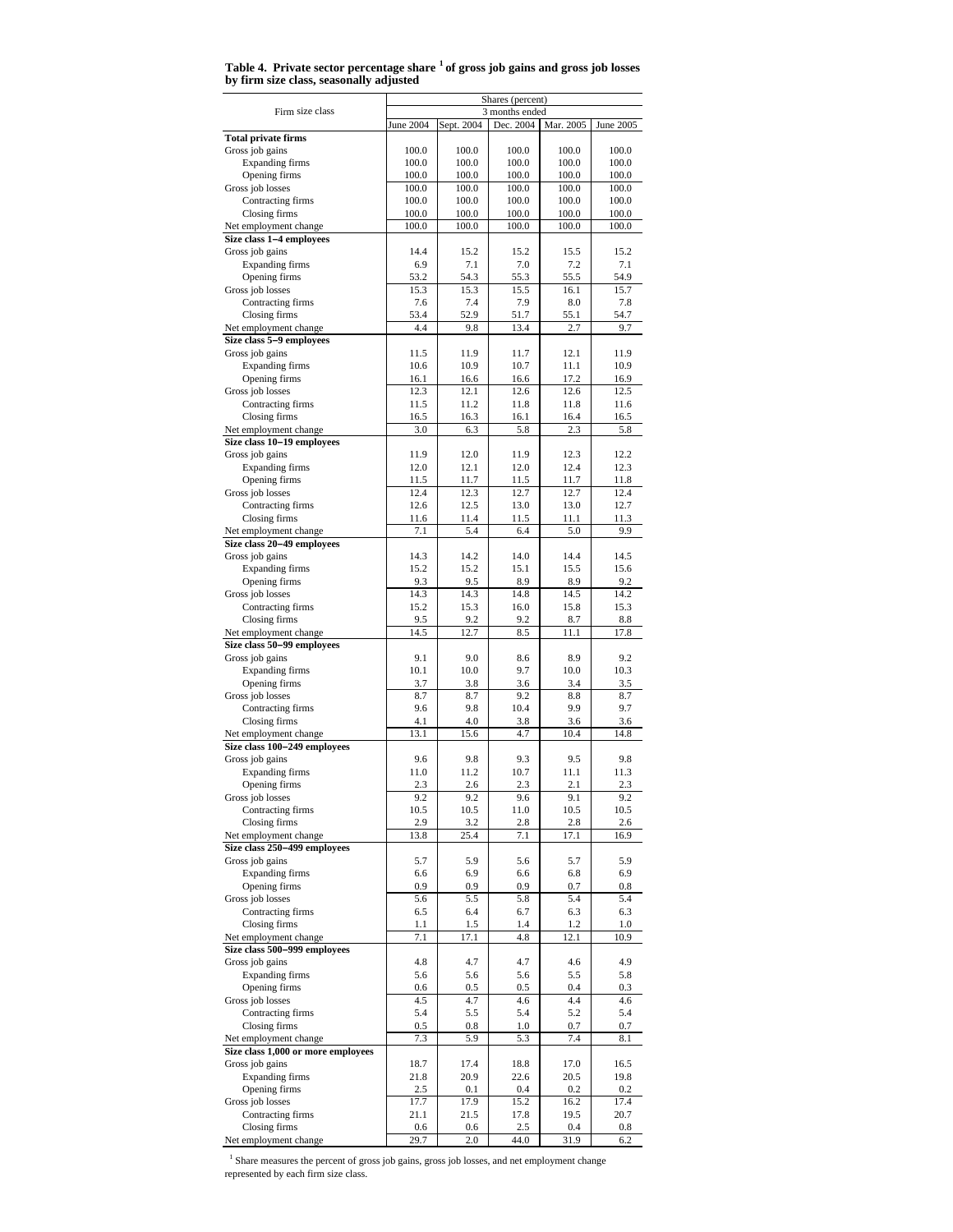**Table 4. Private sector percentage share [1] of gross job gains and gross job losses by firm size class, seasonally adjusted**

| Firm size class | Shares (percent) 3 months ended | | | | |
|---|---|---|---|---|---|
| | June 2004 | Sept. 2004 | Dec. 2004 | Mar. 2005 | June 2005 |
| **Total private firms** | | | | | |
| Gross job gains | 100.0 | 100.0 | 100.0 | 100.0 | 100.0 |
| Expanding firms | 100.0 | 100.0 | 100.0 | 100.0 | 100.0 |
| Opening firms | 100.0 | 100.0 | 100.0 | 100.0 | 100.0 |
| Gross job losses | 100.0 | 100.0 | 100.0 | 100.0 | 100.0 |
| Contracting firms | 100.0 | 100.0 | 100.0 | 100.0 | 100.0 |
| Closing firms | 100.0 | 100.0 | 100.0 | 100.0 | 100.0 |
| Net employment change | 100.0 | 100.0 | 100.0 | 100.0 | 100.0 |
| **Size class 1–4 employees** | | | | | |
| Gross job gains | 14.4 | 15.2 | 15.2 | 15.5 | 15.2 |
| Expanding firms | 6.9 | 7.1 | 7.0 | 7.2 | 7.1 |
| Opening firms | 53.2 | 54.3 | 55.3 | 55.5 | 54.9 |
| Gross job losses | 15.3 | 15.3 | 15.5 | 16.1 | 15.7 |
| Contracting firms | 7.6 | 7.4 | 7.9 | 8.0 | 7.8 |
| Closing firms | 53.4 | 52.9 | 51.7 | 55.1 | 54.7 |
| Net employment change | 4.4 | 9.8 | 13.4 | 2.7 | 9.7 |
| **Size class 5–9 employees** | | | | | |
| Gross job gains | 11.5 | 11.9 | 11.7 | 12.1 | 11.9 |
| Expanding firms | 10.6 | 10.9 | 10.7 | 11.1 | 10.9 |
| Opening firms | 16.1 | 16.6 | 16.6 | 17.2 | 16.9 |
| Gross job losses | 12.3 | 12.1 | 12.6 | 12.6 | 12.5 |
| Contracting firms | 11.5 | 11.2 | 11.8 | 11.8 | 11.6 |
| Closing firms | 16.5 | 16.3 | 16.1 | 16.4 | 16.5 |
| Net employment change | 3.0 | 6.3 | 5.8 | 2.3 | 5.8 |
| **Size class 10–19 employees** | | | | | |
| Gross job gains | 11.9 | 12.0 | 11.9 | 12.3 | 12.2 |
| Expanding firms | 12.0 | 12.1 | 12.0 | 12.4 | 12.3 |
| Opening firms | 11.5 | 11.7 | 11.5 | 11.7 | 11.8 |
| Gross job losses | 12.4 | 12.3 | 12.7 | 12.7 | 12.4 |
| Contracting firms | 12.6 | 12.5 | 13.0 | 13.0 | 12.7 |
| Closing firms | 11.6 | 11.4 | 11.5 | 11.1 | 11.3 |
| Net employment change | 7.1 | 5.4 | 6.4 | 5.0 | 9.9 |
| **Size class 20–49 employees** | | | | | |
| Gross job gains | 14.3 | 14.2 | 14.0 | 14.4 | 14.5 |
| Expanding firms | 15.2 | 15.2 | 15.1 | 15.5 | 15.6 |
| Opening firms | 9.3 | 9.5 | 8.9 | 8.9 | 9.2 |
| Gross job losses | 14.3 | 14.3 | 14.8 | 14.5 | 14.2 |
| Contracting firms | 15.2 | 15.3 | 16.0 | 15.8 | 15.3 |
| Closing firms | 9.5 | 9.2 | 9.2 | 8.7 | 8.8 |
| Net employment change | 14.5 | 12.7 | 8.5 | 11.1 | 17.8 |
| **Size class 50–99 employees** | | | | | |
| Gross job gains | 9.1 | 9.0 | 8.6 | 8.9 | 9.2 |
| Expanding firms | 10.1 | 10.0 | 9.7 | 10.0 | 10.3 |
| Opening firms | 3.7 | 3.8 | 3.6 | 3.4 | 3.5 |
| Gross job losses | 8.7 | 8.7 | 9.2 | 8.8 | 8.7 |
| Contracting firms | 9.6 | 9.8 | 10.4 | 9.9 | 9.7 |
| Closing firms | 4.1 | 4.0 | 3.8 | 3.6 | 3.6 |
| Net employment change | 13.1 | 15.6 | 4.7 | 10.4 | 14.8 |
| **Size class 100–249 employees** | | | | | |
| Gross job gains | 9.6 | 9.8 | 9.3 | 9.5 | 9.8 |
| Expanding firms | 11.0 | 11.2 | 10.7 | 11.1 | 11.3 |
| Opening firms | 2.3 | 2.6 | 2.3 | 2.1 | 2.3 |
| Gross job losses | 9.2 | 9.2 | 9.6 | 9.1 | 9.2 |
| Contracting firms | 10.5 | 10.5 | 11.0 | 10.5 | 10.5 |
| Closing firms | 2.9 | 3.2 | 2.8 | 2.8 | 2.6 |
| Net employment change | 13.8 | 25.4 | 7.1 | 17.1 | 16.9 |
| **Size class 250–499 employees** | | | | | |
| Gross job gains | 5.7 | 5.9 | 5.6 | 5.7 | 5.9 |
| Expanding firms | 6.6 | 6.9 | 6.6 | 6.8 | 6.9 |
| Opening firms | 0.9 | 0.9 | 0.9 | 0.7 | 0.8 |
| Gross job losses | 5.6 | 5.5 | 5.8 | 5.4 | 5.4 |
| Contracting firms | 6.5 | 6.4 | 6.7 | 6.3 | 6.3 |
| Closing firms | 1.1 | 1.5 | 1.4 | 1.2 | 1.0 |
| Net employment change | 7.1 | 17.1 | 4.8 | 12.1 | 10.9 |
| **Size class 500–999 employees** | | | | | |
| Gross job gains | 4.8 | 4.7 | 4.7 | 4.6 | 4.9 |
| Expanding firms | 5.6 | 5.6 | 5.6 | 5.5 | 5.8 |
| Opening firms | 0.6 | 0.5 | 0.5 | 0.4 | 0.3 |
| Gross job losses | 4.5 | 4.7 | 4.6 | 4.4 | 4.6 |
| Contracting firms | 5.4 | 5.5 | 5.4 | 5.2 | 5.4 |
| Closing firms | 0.5 | 0.8 | 1.0 | 0.7 | 0.7 |
| Net employment change | 7.3 | 5.9 | 5.3 | 7.4 | 8.1 |
| **Size class 1,000 or more employees** | | | | | |
| Gross job gains | 18.7 | 17.4 | 18.8 | 17.0 | 16.5 |
| Expanding firms | 21.8 | 20.9 | 22.6 | 20.5 | 19.8 |
| Opening firms | 2.5 | 0.1 | 0.4 | 0.2 | 0.2 |
| Gross job losses | 17.7 | 17.9 | 15.2 | 16.2 | 17.4 |
| Contracting firms | 21.1 | 21.5 | 17.8 | 19.5 | 20.7 |
| Closing firms | 0.6 | 0.6 | 2.5 | 0.4 | 0.8 |
| Net employment change | 29.7 | 2.0 | 44.0 | 31.9 | 6.2 |

[1] Share measures the percent of gross job gains, gross job losses, and net employment change represented by each firm size class.